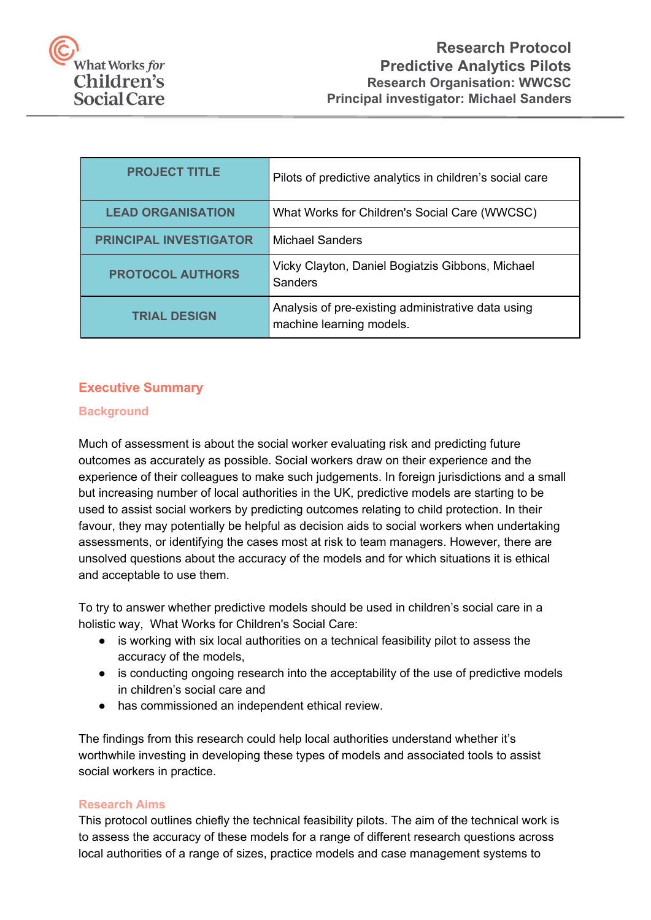| | |
|---|---|
| **PROJECT TITLE** | Pilots of predictive analytics in children's social care |
| **LEAD ORGANISATION** | What Works for Children's Social Care (WWCSC) |
| **PRINCIPAL INVESTIGATOR** | Michael Sanders |
| **PROTOCOL AUTHORS** | Vicky Clayton, Daniel Bogiatzis Gibbons, Michael Sanders |
| **TRIAL DESIGN** | Analysis of pre-existing administrative data using machine learning models. |

## Executive Summary

### Background

Much of assessment is about the social worker evaluating risk and predicting future outcomes as accurately as possible. Social workers draw on their experience and the experience of their colleagues to make such judgements. In foreign jurisdictions and a small but increasing number of local authorities in the UK, predictive models are starting to be used to assist social workers by predicting outcomes relating to child protection. In their favour, they may potentially be helpful as decision aids to social workers when undertaking assessments, or identifying the cases most at risk to team managers. However, there are unsolved questions about the accuracy of the models and for which situations it is ethical and acceptable to use them.

To try to answer whether predictive models should be used in children's social care in a holistic way, What Works for Children's Social Care:

- is working with six local authorities on a technical feasibility pilot to assess the accuracy of the models,
- is conducting ongoing research into the acceptability of the use of predictive models in children's social care and
- has commissioned an independent ethical review.

The findings from this research could help local authorities understand whether it's worthwhile investing in developing these types of models and associated tools to assist social workers in practice.

### Research Aims

This protocol outlines chiefly the technical feasibility pilots. The aim of the technical work is to assess the accuracy of these models for a range of different research questions across local authorities of a range of sizes, practice models and case management systems to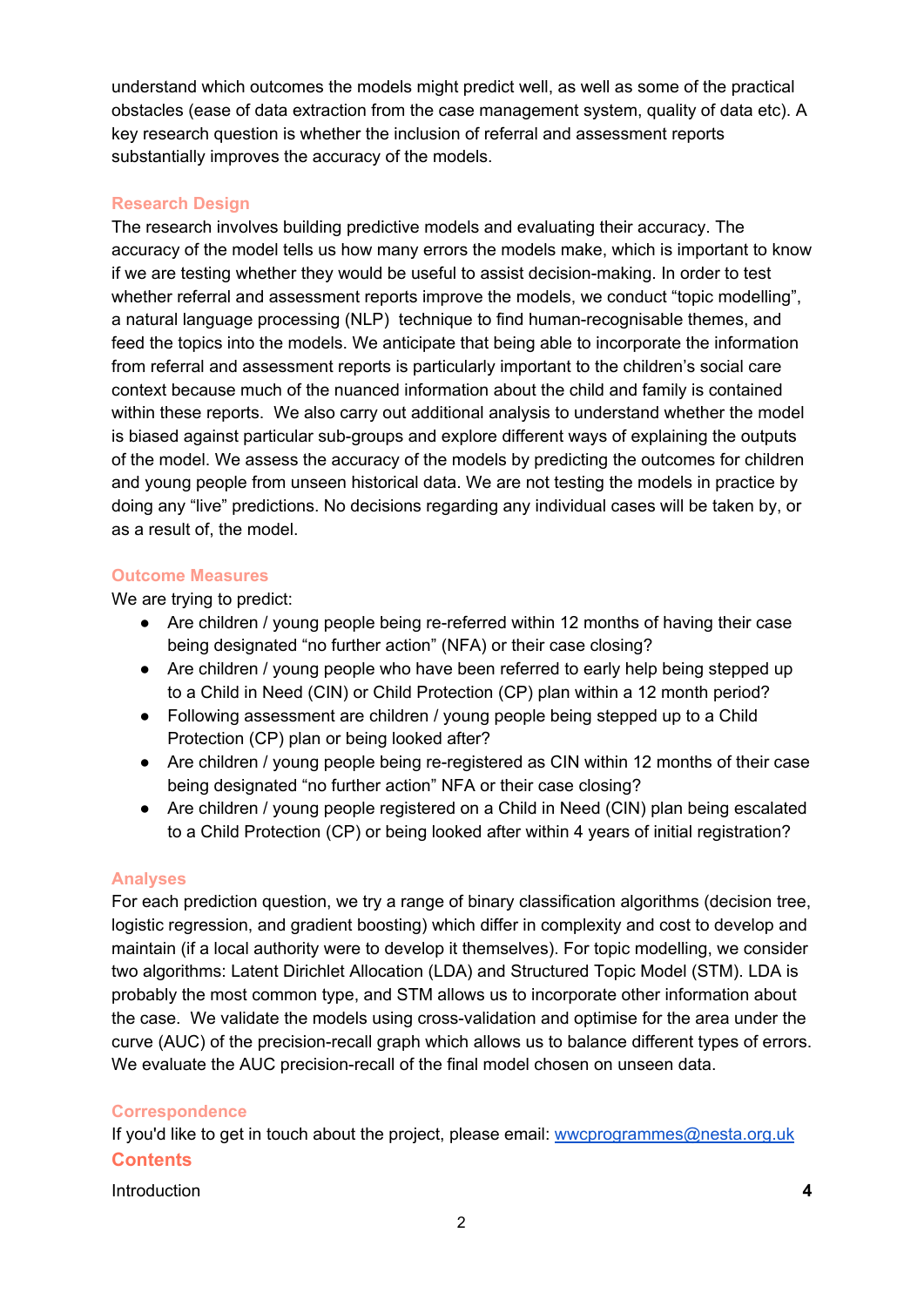understand which outcomes the models might predict well, as well as some of the practical obstacles (ease of data extraction from the case management system, quality of data etc). A key research question is whether the inclusion of referral and assessment reports substantially improves the accuracy of the models.

### Research Design

The research involves building predictive models and evaluating their accuracy. The accuracy of the model tells us how many errors the models make, which is important to know if we are testing whether they would be useful to assist decision-making. In order to test whether referral and assessment reports improve the models, we conduct "topic modelling", a natural language processing (NLP) technique to find human-recognisable themes, and feed the topics into the models. We anticipate that being able to incorporate the information from referral and assessment reports is particularly important to the children's social care context because much of the nuanced information about the child and family is contained within these reports. We also carry out additional analysis to understand whether the model is biased against particular sub-groups and explore different ways of explaining the outputs of the model. We assess the accuracy of the models by predicting the outcomes for children and young people from unseen historical data. We are not testing the models in practice by doing any "live" predictions. No decisions regarding any individual cases will be taken by, or as a result of, the model.

### Outcome Measures

We are trying to predict:

- Are children / young people being re-referred within 12 months of having their case being designated "no further action" (NFA) or their case closing?
- Are children / young people who have been referred to early help being stepped up to a Child in Need (CIN) or Child Protection (CP) plan within a 12 month period?
- Following assessment are children / young people being stepped up to a Child Protection (CP) plan or being looked after?
- Are children / young people being re-registered as CIN within 12 months of their case being designated "no further action" NFA or their case closing?
- Are children / young people registered on a Child in Need (CIN) plan being escalated to a Child Protection (CP) or being looked after within 4 years of initial registration?

### Analyses

For each prediction question, we try a range of binary classification algorithms (decision tree, logistic regression, and gradient boosting) which differ in complexity and cost to develop and maintain (if a local authority were to develop it themselves). For topic modelling, we consider two algorithms: Latent Dirichlet Allocation (LDA) and Structured Topic Model (STM). LDA is probably the most common type, and STM allows us to incorporate other information about the case. We validate the models using cross-validation and optimise for the area under the curve (AUC) of the precision-recall graph which allows us to balance different types of errors. We evaluate the AUC precision-recall of the final model chosen on unseen data.

### Correspondence

If you'd like to get in touch about the project, please email: wwcprogrammes@nesta.org.uk

## Contents

| | |
|---|---|
| Introduction | **4** |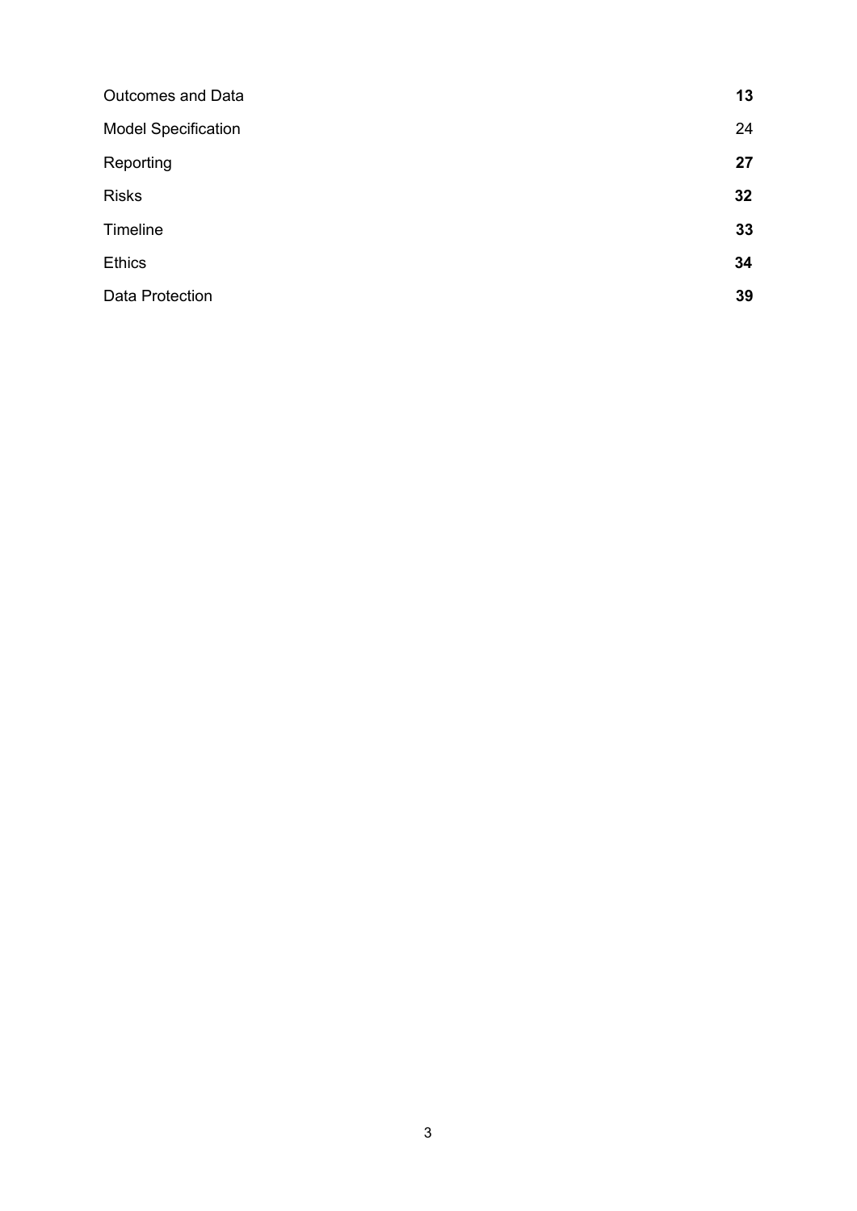| | |
|---|---|
| Outcomes and Data | **13** |
| Model Specification | 24 |
| Reporting | **27** |
| Risks | **32** |
| Timeline | **33** |
| Ethics | **34** |
| Data Protection | **39** |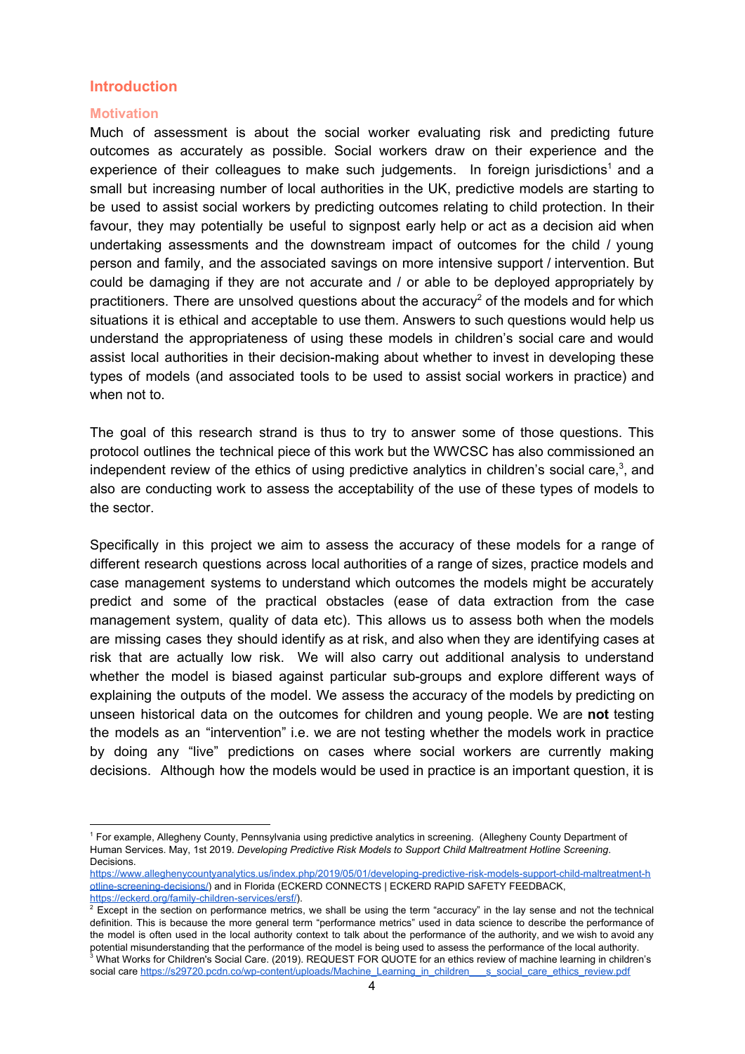## Introduction

### Motivation

Much of assessment is about the social worker evaluating risk and predicting future outcomes as accurately as possible. Social workers draw on their experience and the experience of their colleagues to make such judgements. In foreign jurisdictions[1] and a small but increasing number of local authorities in the UK, predictive models are starting to be used to assist social workers by predicting outcomes relating to child protection. In their favour, they may potentially be useful to signpost early help or act as a decision aid when undertaking assessments and the downstream impact of outcomes for the child / young person and family, and the associated savings on more intensive support / intervention. But could be damaging if they are not accurate and / or able to be deployed appropriately by practitioners. There are unsolved questions about the accuracy[2] of the models and for which situations it is ethical and acceptable to use them. Answers to such questions would help us understand the appropriateness of using these models in children's social care and would assist local authorities in their decision-making about whether to invest in developing these types of models (and associated tools to be used to assist social workers in practice) and when not to.

The goal of this research strand is thus to try to answer some of those questions. This protocol outlines the technical piece of this work but the WWCSC has also commissioned an independent review of the ethics of using predictive analytics in children's social care,[3], and also are conducting work to assess the acceptability of the use of these types of models to the sector.

Specifically in this project we aim to assess the accuracy of these models for a range of different research questions across local authorities of a range of sizes, practice models and case management systems to understand which outcomes the models might be accurately predict and some of the practical obstacles (ease of data extraction from the case management system, quality of data etc). This allows us to assess both when the models are missing cases they should identify as at risk, and also when they are identifying cases at risk that are actually low risk. We will also carry out additional analysis to understand whether the model is biased against particular sub-groups and explore different ways of explaining the outputs of the model. We assess the accuracy of the models by predicting on unseen historical data on the outcomes for children and young people. We are **not** testing the models as an "intervention" i.e. we are not testing whether the models work in practice by doing any "live" predictions on cases where social workers are currently making decisions. Although how the models would be used in practice is an important question, it is

---

[1] For example, Allegheny County, Pennsylvania using predictive analytics in screening. (Allegheny County Department of Human Services. May, 1st 2019. *Developing Predictive Risk Models to Support Child Maltreatment Hotline Screening*. Decisions. https://www.alleghenycountyanalytics.us/index.php/2019/05/01/developing-predictive-risk-models-support-child-maltreatment-hotline-screening-decisions/) and in Florida (ECKERD CONNECTS | ECKERD RAPID SAFETY FEEDBACK, https://eckerd.org/family-children-services/ersf/).

[2] Except in the section on performance metrics, we shall be using the term "accuracy" in the lay sense and not the technical definition. This is because the more general term "performance metrics" used in data science to describe the performance of the model is often used in the local authority context to talk about the performance of the authority, and we wish to avoid any potential misunderstanding that the performance of the model is being used to assess the performance of the local authority.

[3] What Works for Children's Social Care. (2019). REQUEST FOR QUOTE for an ethics review of machine learning in children's social care https://s29720.pcdn.co/wp-content/uploads/Machine_Learning_in_children___s_social_care_ethics_review.pdf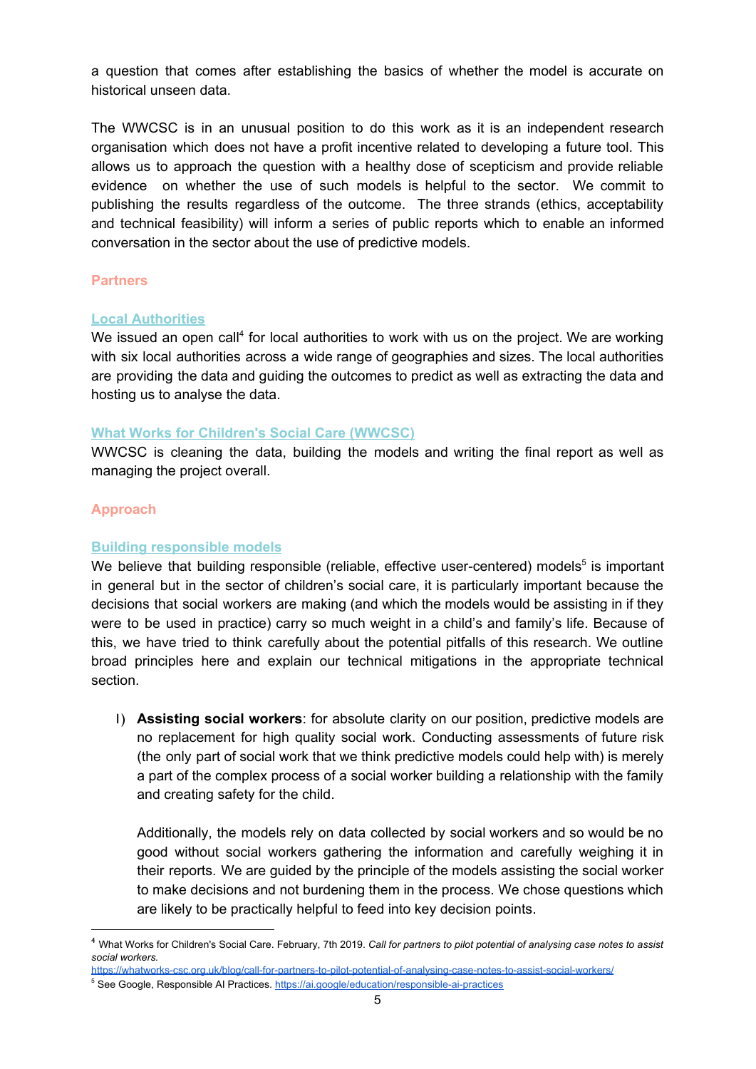a question that comes after establishing the basics of whether the model is accurate on historical unseen data.

The WWCSC is in an unusual position to do this work as it is an independent research organisation which does not have a profit incentive related to developing a future tool. This allows us to approach the question with a healthy dose of scepticism and provide reliable evidence on whether the use of such models is helpful to the sector. We commit to publishing the results regardless of the outcome. The three strands (ethics, acceptability and technical feasibility) will inform a series of public reports which to enable an informed conversation in the sector about the use of predictive models.

## Partners

### Local Authorities

We issued an open call[4] for local authorities to work with us on the project. We are working with six local authorities across a wide range of geographies and sizes. The local authorities are providing the data and guiding the outcomes to predict as well as extracting the data and hosting us to analyse the data.

### What Works for Children's Social Care (WWCSC)

WWCSC is cleaning the data, building the models and writing the final report as well as managing the project overall.

## Approach

### Building responsible models

We believe that building responsible (reliable, effective user-centered) models[5] is important in general but in the sector of children's social care, it is particularly important because the decisions that social workers are making (and which the models would be assisting in if they were to be used in practice) carry so much weight in a child's and family's life. Because of this, we have tried to think carefully about the potential pitfalls of this research. We outline broad principles here and explain our technical mitigations in the appropriate technical section.

I) **Assisting social workers**: for absolute clarity on our position, predictive models are no replacement for high quality social work. Conducting assessments of future risk (the only part of social work that we think predictive models could help with) is merely a part of the complex process of a social worker building a relationship with the family and creating safety for the child.

   Additionally, the models rely on data collected by social workers and so would be no good without social workers gathering the information and carefully weighing it in their reports. We are guided by the principle of the models assisting the social worker to make decisions and not burdening them in the process. We chose questions which are likely to be practically helpful to feed into key decision points.

---

[4] What Works for Children's Social Care. February, 7th 2019. *Call for partners to pilot potential of analysing case notes to assist social workers.* https://whatworks-csc.org.uk/blog/call-for-partners-to-pilot-potential-of-analysing-case-notes-to-assist-social-workers/

[5] See Google, Responsible AI Practices. https://ai.google/education/responsible-ai-practices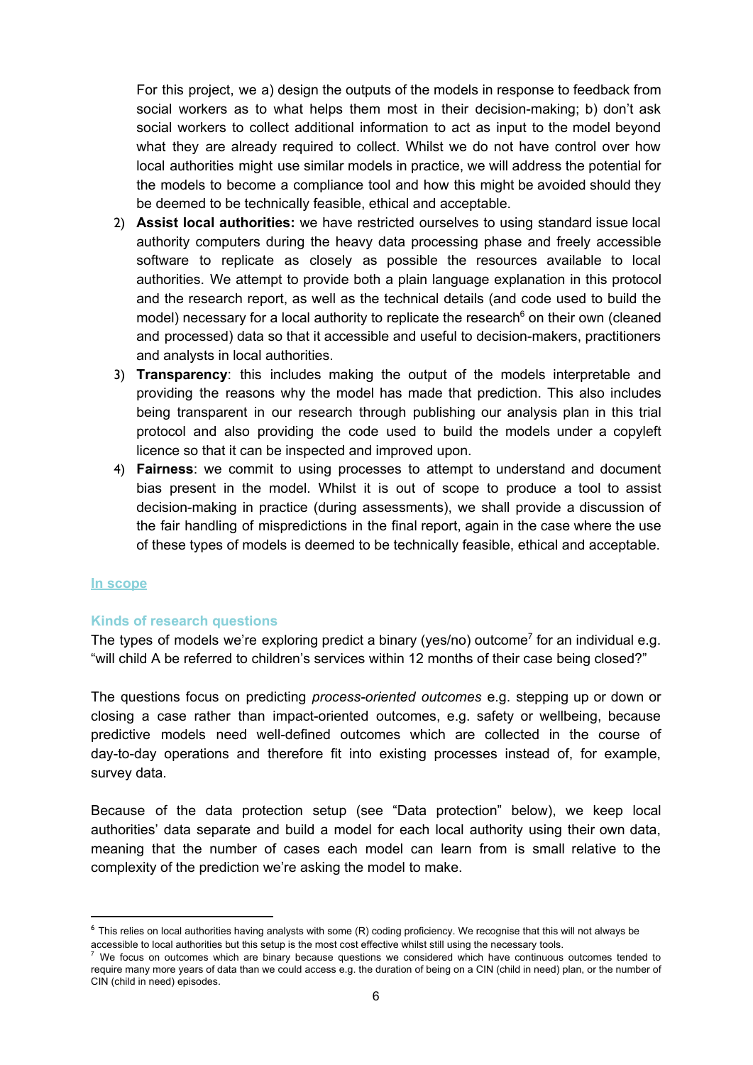For this project, we a) design the outputs of the models in response to feedback from social workers as to what helps them most in their decision-making; b) don't ask social workers to collect additional information to act as input to the model beyond what they are already required to collect. Whilst we do not have control over how local authorities might use similar models in practice, we will address the potential for the models to become a compliance tool and how this might be avoided should they be deemed to be technically feasible, ethical and acceptable.

2) **Assist local authorities:** we have restricted ourselves to using standard issue local authority computers during the heavy data processing phase and freely accessible software to replicate as closely as possible the resources available to local authorities. We attempt to provide both a plain language explanation in this protocol and the research report, as well as the technical details (and code used to build the model) necessary for a local authority to replicate the research[6] on their own (cleaned and processed) data so that it accessible and useful to decision-makers, practitioners and analysts in local authorities.
3) **Transparency**: this includes making the output of the models interpretable and providing the reasons why the model has made that prediction. This also includes being transparent in our research through publishing our analysis plan in this trial protocol and also providing the code used to build the models under a copyleft licence so that it can be inspected and improved upon.
4) **Fairness**: we commit to using processes to attempt to understand and document bias present in the model. Whilst it is out of scope to produce a tool to assist decision-making in practice (during assessments), we shall provide a discussion of the fair handling of mispredictions in the final report, again in the case where the use of these types of models is deemed to be technically feasible, ethical and acceptable.

## In scope

### Kinds of research questions

The types of models we're exploring predict a binary (yes/no) outcome[7] for an individual e.g. "will child A be referred to children's services within 12 months of their case being closed?"

The questions focus on predicting *process-oriented outcomes* e.g. stepping up or down or closing a case rather than impact-oriented outcomes, e.g. safety or wellbeing, because predictive models need well-defined outcomes which are collected in the course of day-to-day operations and therefore fit into existing processes instead of, for example, survey data.

Because of the data protection setup (see "Data protection" below), we keep local authorities' data separate and build a model for each local authority using their own data, meaning that the number of cases each model can learn from is small relative to the complexity of the prediction we're asking the model to make.

[6] This relies on local authorities having analysts with some (R) coding proficiency. We recognise that this will not always be accessible to local authorities but this setup is the most cost effective whilst still using the necessary tools.

[7] We focus on outcomes which are binary because questions we considered which have continuous outcomes tended to require many more years of data than we could access e.g. the duration of being on a CIN (child in need) plan, or the number of CIN (child in need) episodes.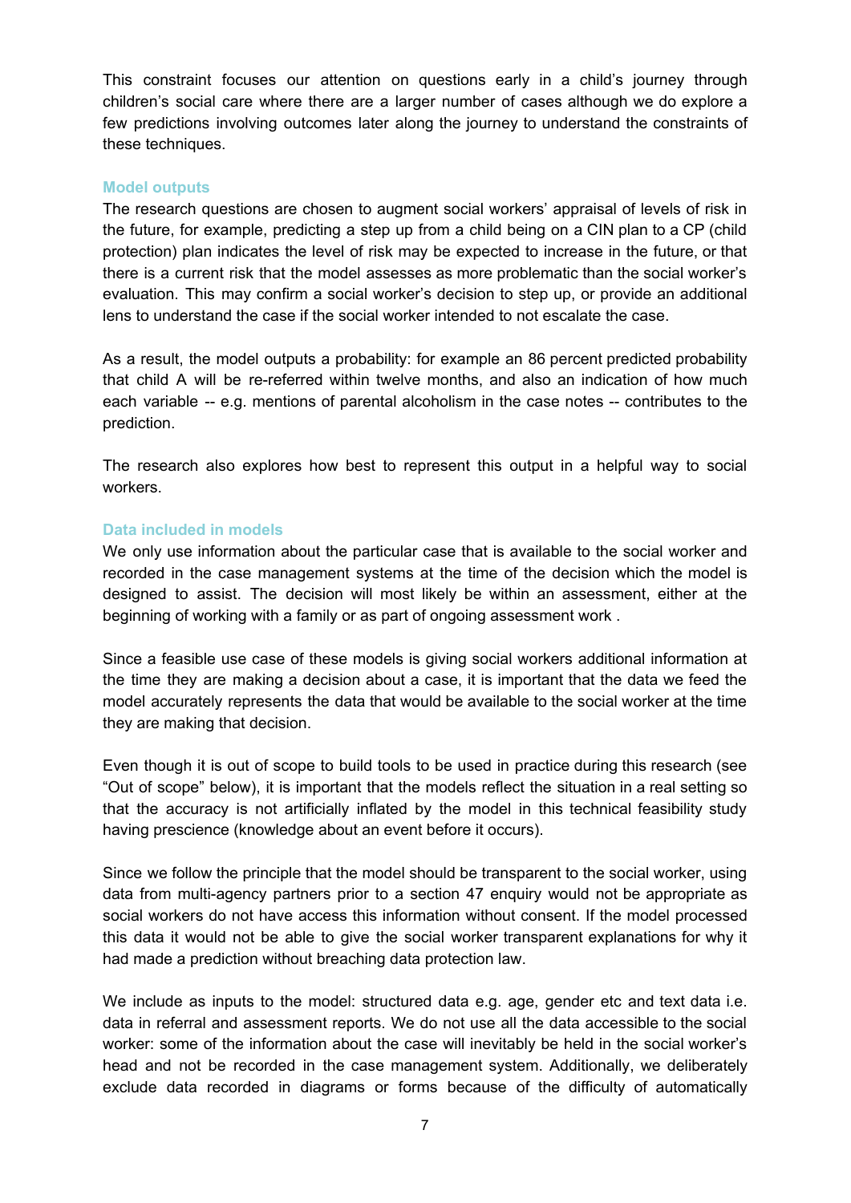This constraint focuses our attention on questions early in a child's journey through children's social care where there are a larger number of cases although we do explore a few predictions involving outcomes later along the journey to understand the constraints of these techniques.

### Model outputs

The research questions are chosen to augment social workers' appraisal of levels of risk in the future, for example, predicting a step up from a child being on a CIN plan to a CP (child protection) plan indicates the level of risk may be expected to increase in the future, or that there is a current risk that the model assesses as more problematic than the social worker's evaluation. This may confirm a social worker's decision to step up, or provide an additional lens to understand the case if the social worker intended to not escalate the case.

As a result, the model outputs a probability: for example an 86 percent predicted probability that child A will be re-referred within twelve months, and also an indication of how much each variable -- e.g. mentions of parental alcoholism in the case notes -- contributes to the prediction.

The research also explores how best to represent this output in a helpful way to social workers.

### Data included in models

We only use information about the particular case that is available to the social worker and recorded in the case management systems at the time of the decision which the model is designed to assist. The decision will most likely be within an assessment, either at the beginning of working with a family or as part of ongoing assessment work .

Since a feasible use case of these models is giving social workers additional information at the time they are making a decision about a case, it is important that the data we feed the model accurately represents the data that would be available to the social worker at the time they are making that decision.

Even though it is out of scope to build tools to be used in practice during this research (see "Out of scope" below), it is important that the models reflect the situation in a real setting so that the accuracy is not artificially inflated by the model in this technical feasibility study having prescience (knowledge about an event before it occurs).

Since we follow the principle that the model should be transparent to the social worker, using data from multi-agency partners prior to a section 47 enquiry would not be appropriate as social workers do not have access this information without consent. If the model processed this data it would not be able to give the social worker transparent explanations for why it had made a prediction without breaching data protection law.

We include as inputs to the model: structured data e.g. age, gender etc and text data i.e. data in referral and assessment reports. We do not use all the data accessible to the social worker: some of the information about the case will inevitably be held in the social worker's head and not be recorded in the case management system. Additionally, we deliberately exclude data recorded in diagrams or forms because of the difficulty of automatically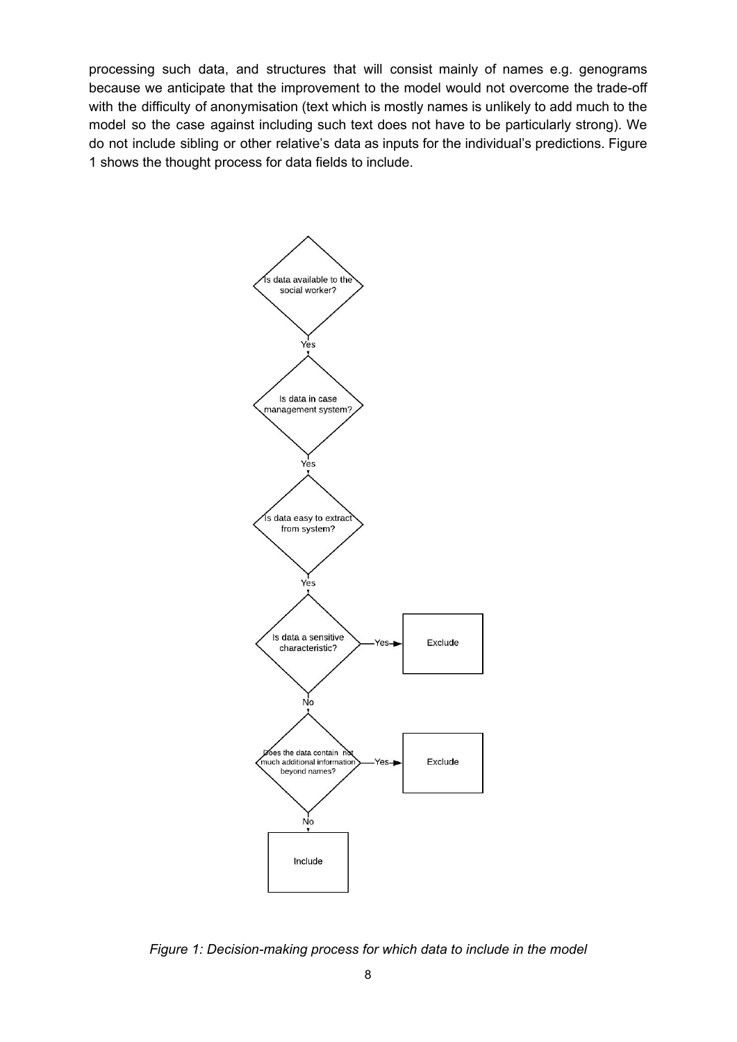processing such data, and structures that will consist mainly of names e.g. genograms because we anticipate that the improvement to the model would not overcome the trade-off with the difficulty of anonymisation (text which is mostly names is unlikely to add much to the model so the case against including such text does not have to be particularly strong). We do not include sibling or other relative's data as inputs for the individual's predictions. Figure 1 shows the thought process for data fields to include.

Is data available to the social worker?

Yes

Is data in case management system?

Yes

Is data easy to extract from system?

Yes

Is data a sensitive characteristic?

Yes

Exclude

No

Does the data contain not much additional information beyond names?

Yes

Exclude

No

Include

*Figure 1: Decision-making process for which data to include in the model*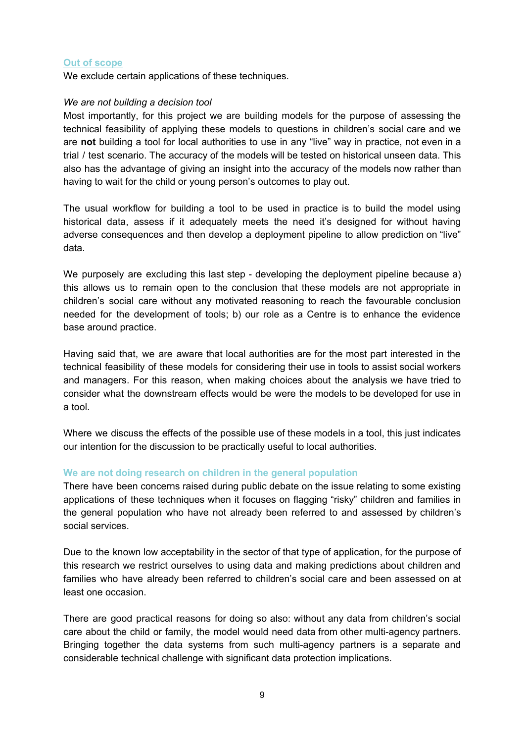## Out of scope

We exclude certain applications of these techniques.

*We are not building a decision tool*

Most importantly, for this project we are building models for the purpose of assessing the technical feasibility of applying these models to questions in children's social care and we are **not** building a tool for local authorities to use in any "live" way in practice, not even in a trial / test scenario. The accuracy of the models will be tested on historical unseen data. This also has the advantage of giving an insight into the accuracy of the models now rather than having to wait for the child or young person's outcomes to play out.

The usual workflow for building a tool to be used in practice is to build the model using historical data, assess if it adequately meets the need it's designed for without having adverse consequences and then develop a deployment pipeline to allow prediction on "live" data.

We purposely are excluding this last step - developing the deployment pipeline because a) this allows us to remain open to the conclusion that these models are not appropriate in children's social care without any motivated reasoning to reach the favourable conclusion needed for the development of tools; b) our role as a Centre is to enhance the evidence base around practice.

Having said that, we are aware that local authorities are for the most part interested in the technical feasibility of these models for considering their use in tools to assist social workers and managers. For this reason, when making choices about the analysis we have tried to consider what the downstream effects would be were the models to be developed for use in a tool.

Where we discuss the effects of the possible use of these models in a tool, this just indicates our intention for the discussion to be practically useful to local authorities.

### We are not doing research on children in the general population

There have been concerns raised during public debate on the issue relating to some existing applications of these techniques when it focuses on flagging "risky" children and families in the general population who have not already been referred to and assessed by children's social services.

Due to the known low acceptability in the sector of that type of application, for the purpose of this research we restrict ourselves to using data and making predictions about children and families who have already been referred to children's social care and been assessed on at least one occasion.

There are good practical reasons for doing so also: without any data from children's social care about the child or family, the model would need data from other multi-agency partners. Bringing together the data systems from such multi-agency partners is a separate and considerable technical challenge with significant data protection implications.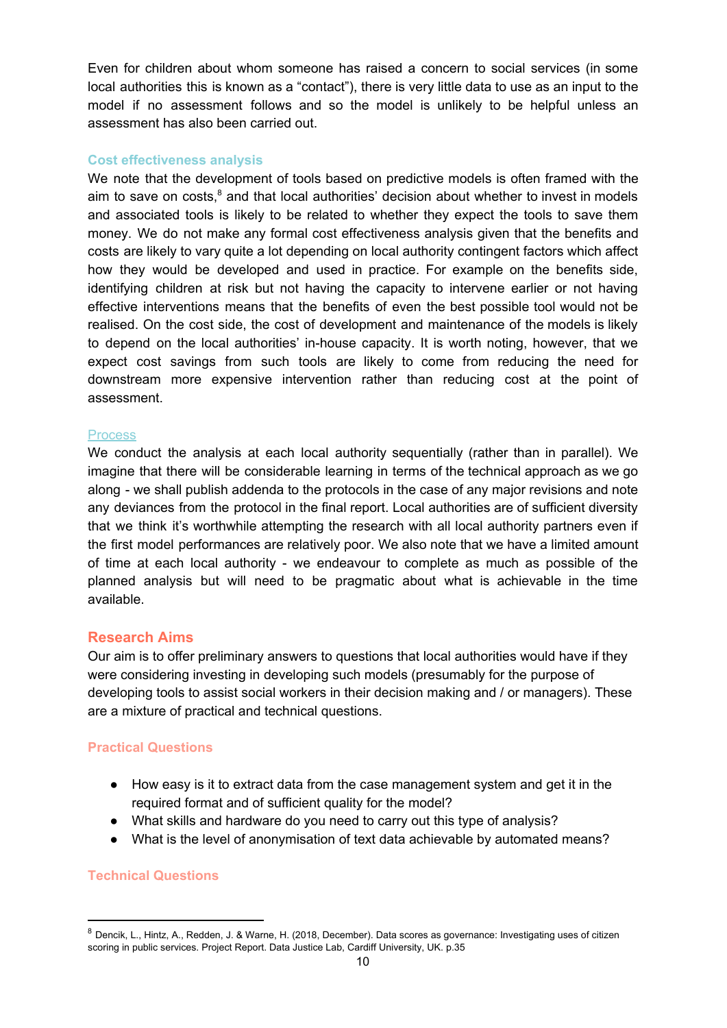Even for children about whom someone has raised a concern to social services (in some local authorities this is known as a “contact”), there is very little data to use as an input to the model if no assessment follows and so the model is unlikely to be helpful unless an assessment has also been carried out.

### Cost effectiveness analysis

We note that the development of tools based on predictive models is often framed with the aim to save on costs,[8] and that local authorities’ decision about whether to invest in models and associated tools is likely to be related to whether they expect the tools to save them money. We do not make any formal cost effectiveness analysis given that the benefits and costs are likely to vary quite a lot depending on local authority contingent factors which affect how they would be developed and used in practice. For example on the benefits side, identifying children at risk but not having the capacity to intervene earlier or not having effective interventions means that the benefits of even the best possible tool would not be realised. On the cost side, the cost of development and maintenance of the models is likely to depend on the local authorities’ in-house capacity. It is worth noting, however, that we expect cost savings from such tools are likely to come from reducing the need for downstream more expensive intervention rather than reducing cost at the point of assessment.

### Process

We conduct the analysis at each local authority sequentially (rather than in parallel). We imagine that there will be considerable learning in terms of the technical approach as we go along - we shall publish addenda to the protocols in the case of any major revisions and note any deviances from the protocol in the final report. Local authorities are of sufficient diversity that we think it’s worthwhile attempting the research with all local authority partners even if the first model performances are relatively poor. We also note that we have a limited amount of time at each local authority - we endeavour to complete as much as possible of the planned analysis but will need to be pragmatic about what is achievable in the time available.

## Research Aims

Our aim is to offer preliminary answers to questions that local authorities would have if they were considering investing in developing such models (presumably for the purpose of developing tools to assist social workers in their decision making and / or managers). These are a mixture of practical and technical questions.

### Practical Questions

- How easy is it to extract data from the case management system and get it in the required format and of sufficient quality for the model?
- What skills and hardware do you need to carry out this type of analysis?
- What is the level of anonymisation of text data achievable by automated means?

### Technical Questions

[8] Dencik, L., Hintz, A., Redden, J. & Warne, H. (2018, December). Data scores as governance: Investigating uses of citizen scoring in public services. Project Report. Data Justice Lab, Cardiff University, UK. p.35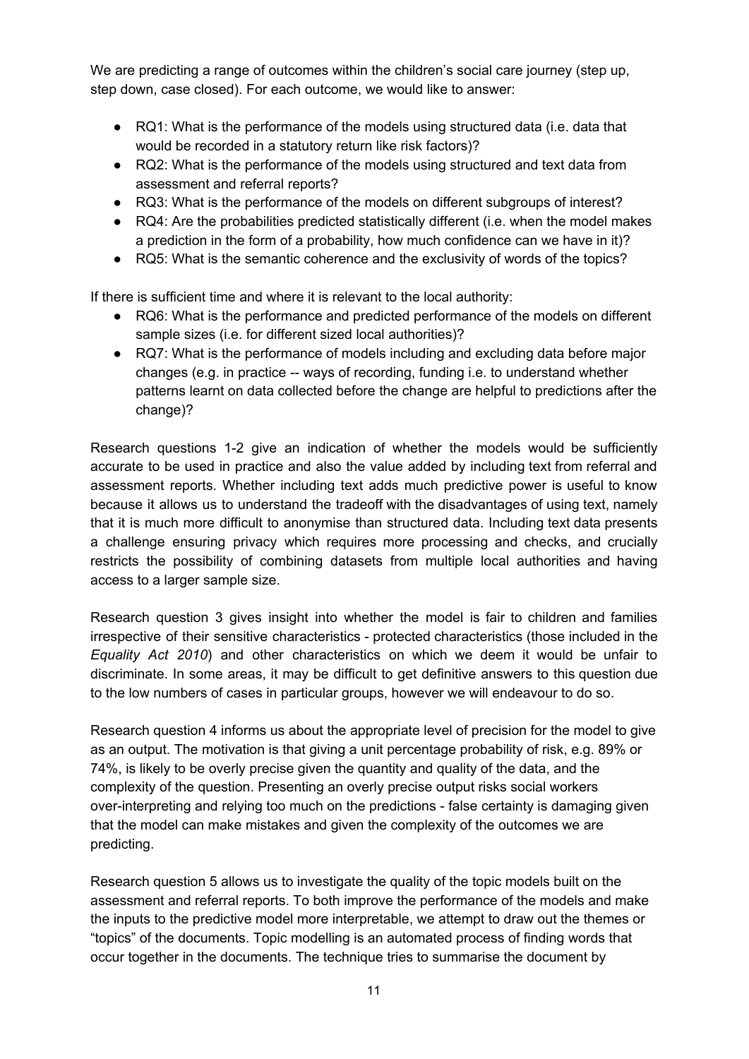We are predicting a range of outcomes within the children's social care journey (step up, step down, case closed). For each outcome, we would like to answer:

- RQ1: What is the performance of the models using structured data (i.e. data that would be recorded in a statutory return like risk factors)?
- RQ2: What is the performance of the models using structured and text data from assessment and referral reports?
- RQ3: What is the performance of the models on different subgroups of interest?
- RQ4: Are the probabilities predicted statistically different (i.e. when the model makes a prediction in the form of a probability, how much confidence can we have in it)?
- RQ5: What is the semantic coherence and the exclusivity of words of the topics?

If there is sufficient time and where it is relevant to the local authority:

- RQ6: What is the performance and predicted performance of the models on different sample sizes (i.e. for different sized local authorities)?
- RQ7: What is the performance of models including and excluding data before major changes (e.g. in practice -- ways of recording, funding i.e. to understand whether patterns learnt on data collected before the change are helpful to predictions after the change)?

Research questions 1-2 give an indication of whether the models would be sufficiently accurate to be used in practice and also the value added by including text from referral and assessment reports. Whether including text adds much predictive power is useful to know because it allows us to understand the tradeoff with the disadvantages of using text, namely that it is much more difficult to anonymise than structured data. Including text data presents a challenge ensuring privacy which requires more processing and checks, and crucially restricts the possibility of combining datasets from multiple local authorities and having access to a larger sample size.

Research question 3 gives insight into whether the model is fair to children and families irrespective of their sensitive characteristics - protected characteristics (those included in the *Equality Act 2010*) and other characteristics on which we deem it would be unfair to discriminate. In some areas, it may be difficult to get definitive answers to this question due to the low numbers of cases in particular groups, however we will endeavour to do so.

Research question 4 informs us about the appropriate level of precision for the model to give as an output. The motivation is that giving a unit percentage probability of risk, e.g. 89% or 74%, is likely to be overly precise given the quantity and quality of the data, and the complexity of the question. Presenting an overly precise output risks social workers over-interpreting and relying too much on the predictions - false certainty is damaging given that the model can make mistakes and given the complexity of the outcomes we are predicting.

Research question 5 allows us to investigate the quality of the topic models built on the assessment and referral reports. To both improve the performance of the models and make the inputs to the predictive model more interpretable, we attempt to draw out the themes or "topics" of the documents. Topic modelling is an automated process of finding words that occur together in the documents. The technique tries to summarise the document by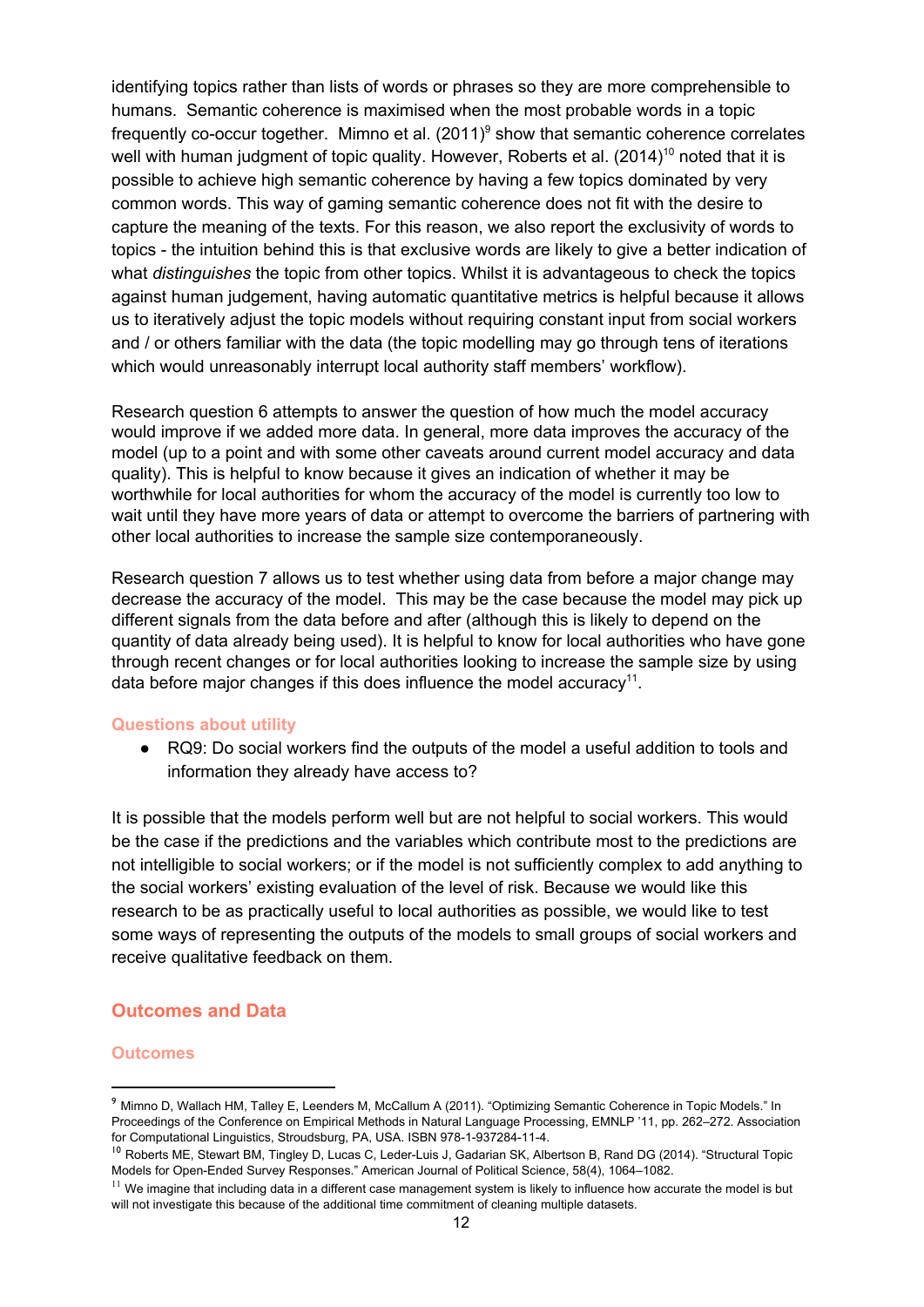identifying topics rather than lists of words or phrases so they are more comprehensible to humans. Semantic coherence is maximised when the most probable words in a topic frequently co-occur together. Mimno et al. (2011)[9] show that semantic coherence correlates well with human judgment of topic quality. However, Roberts et al. (2014)[10] noted that it is possible to achieve high semantic coherence by having a few topics dominated by very common words. This way of gaming semantic coherence does not fit with the desire to capture the meaning of the texts. For this reason, we also report the exclusivity of words to topics - the intuition behind this is that exclusive words are likely to give a better indication of what *distinguishes* the topic from other topics. Whilst it is advantageous to check the topics against human judgement, having automatic quantitative metrics is helpful because it allows us to iteratively adjust the topic models without requiring constant input from social workers and / or others familiar with the data (the topic modelling may go through tens of iterations which would unreasonably interrupt local authority staff members' workflow).

Research question 6 attempts to answer the question of how much the model accuracy would improve if we added more data. In general, more data improves the accuracy of the model (up to a point and with some other caveats around current model accuracy and data quality). This is helpful to know because it gives an indication of whether it may be worthwhile for local authorities for whom the accuracy of the model is currently too low to wait until they have more years of data or attempt to overcome the barriers of partnering with other local authorities to increase the sample size contemporaneously.

Research question 7 allows us to test whether using data from before a major change may decrease the accuracy of the model. This may be the case because the model may pick up different signals from the data before and after (although this is likely to depend on the quantity of data already being used). It is helpful to know for local authorities who have gone through recent changes or for local authorities looking to increase the sample size by using data before major changes if this does influence the model accuracy[11].

### Questions about utility

- RQ9: Do social workers find the outputs of the model a useful addition to tools and information they already have access to?

It is possible that the models perform well but are not helpful to social workers. This would be the case if the predictions and the variables which contribute most to the predictions are not intelligible to social workers; or if the model is not sufficiently complex to add anything to the social workers' existing evaluation of the level of risk. Because we would like this research to be as practically useful to local authorities as possible, we would like to test some ways of representing the outputs of the models to small groups of social workers and receive qualitative feedback on them.

## Outcomes and Data

### Outcomes

---

[9] Mimno D, Wallach HM, Talley E, Leenders M, McCallum A (2011). "Optimizing Semantic Coherence in Topic Models." In Proceedings of the Conference on Empirical Methods in Natural Language Processing, EMNLP '11, pp. 262–272. Association for Computational Linguistics, Stroudsburg, PA, USA. ISBN 978-1-937284-11-4.

[10] Roberts ME, Stewart BM, Tingley D, Lucas C, Leder-Luis J, Gadarian SK, Albertson B, Rand DG (2014). "Structural Topic Models for Open-Ended Survey Responses." American Journal of Political Science, 58(4), 1064–1082.

[11] We imagine that including data in a different case management system is likely to influence how accurate the model is but will not investigate this because of the additional time commitment of cleaning multiple datasets.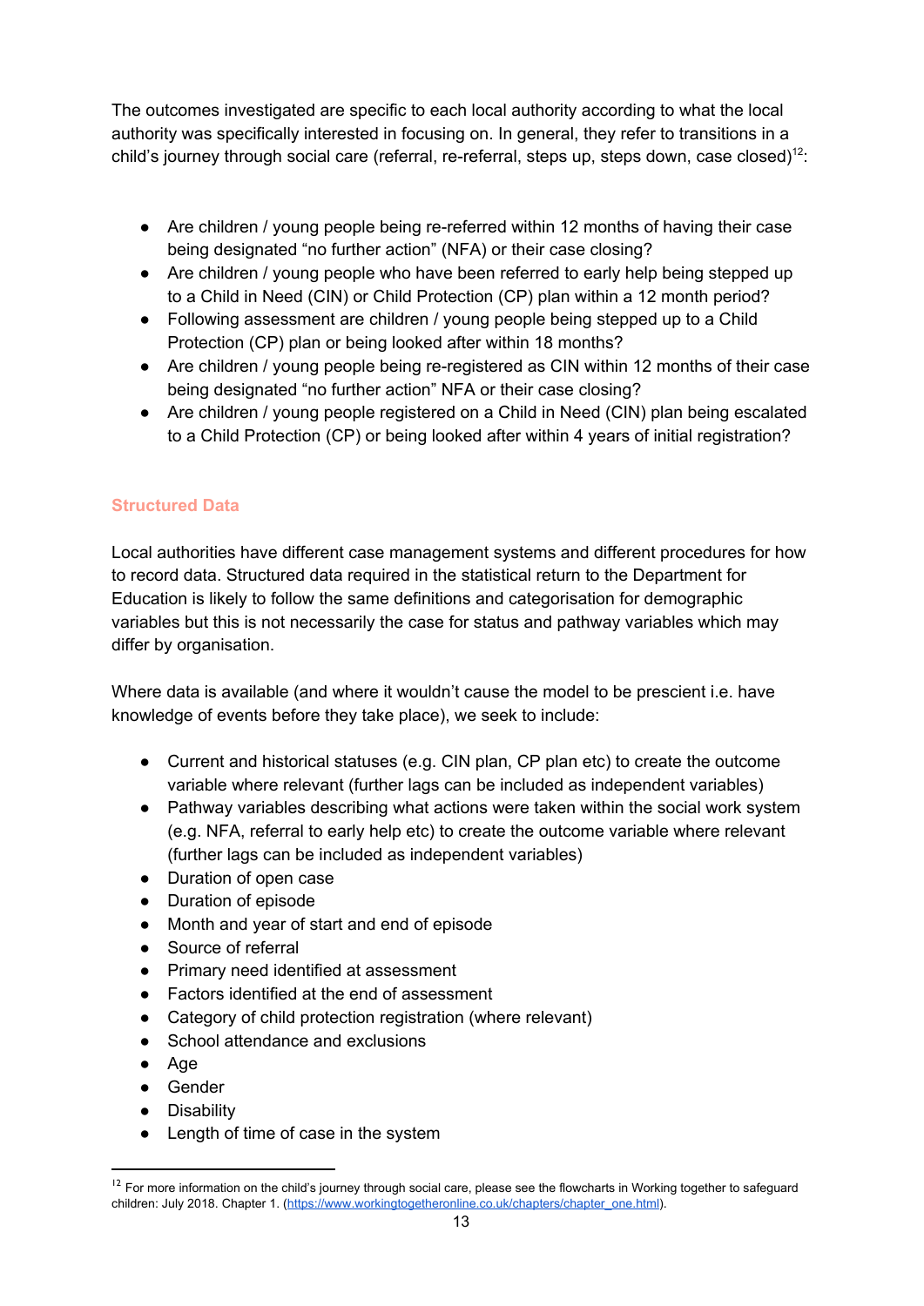The outcomes investigated are specific to each local authority according to what the local authority was specifically interested in focusing on. In general, they refer to transitions in a child's journey through social care (referral, re-referral, steps up, steps down, case closed)[12]:

- Are children / young people being re-referred within 12 months of having their case being designated "no further action" (NFA) or their case closing?
- Are children / young people who have been referred to early help being stepped up to a Child in Need (CIN) or Child Protection (CP) plan within a 12 month period?
- Following assessment are children / young people being stepped up to a Child Protection (CP) plan or being looked after within 18 months?
- Are children / young people being re-registered as CIN within 12 months of their case being designated "no further action" NFA or their case closing?
- Are children / young people registered on a Child in Need (CIN) plan being escalated to a Child Protection (CP) or being looked after within 4 years of initial registration?

## Structured Data

Local authorities have different case management systems and different procedures for how to record data. Structured data required in the statistical return to the Department for Education is likely to follow the same definitions and categorisation for demographic variables but this is not necessarily the case for status and pathway variables which may differ by organisation.

Where data is available (and where it wouldn't cause the model to be prescient i.e. have knowledge of events before they take place), we seek to include:

- Current and historical statuses (e.g. CIN plan, CP plan etc) to create the outcome variable where relevant (further lags can be included as independent variables)
- Pathway variables describing what actions were taken within the social work system (e.g. NFA, referral to early help etc) to create the outcome variable where relevant (further lags can be included as independent variables)
- Duration of open case
- Duration of episode
- Month and year of start and end of episode
- Source of referral
- Primary need identified at assessment
- Factors identified at the end of assessment
- Category of child protection registration (where relevant)
- School attendance and exclusions
- Age
- Gender
- Disability
- Length of time of case in the system

[12] For more information on the child's journey through social care, please see the flowcharts in Working together to safeguard children: July 2018. Chapter 1. (https://www.workingtogetheronline.co.uk/chapters/chapter_one.html).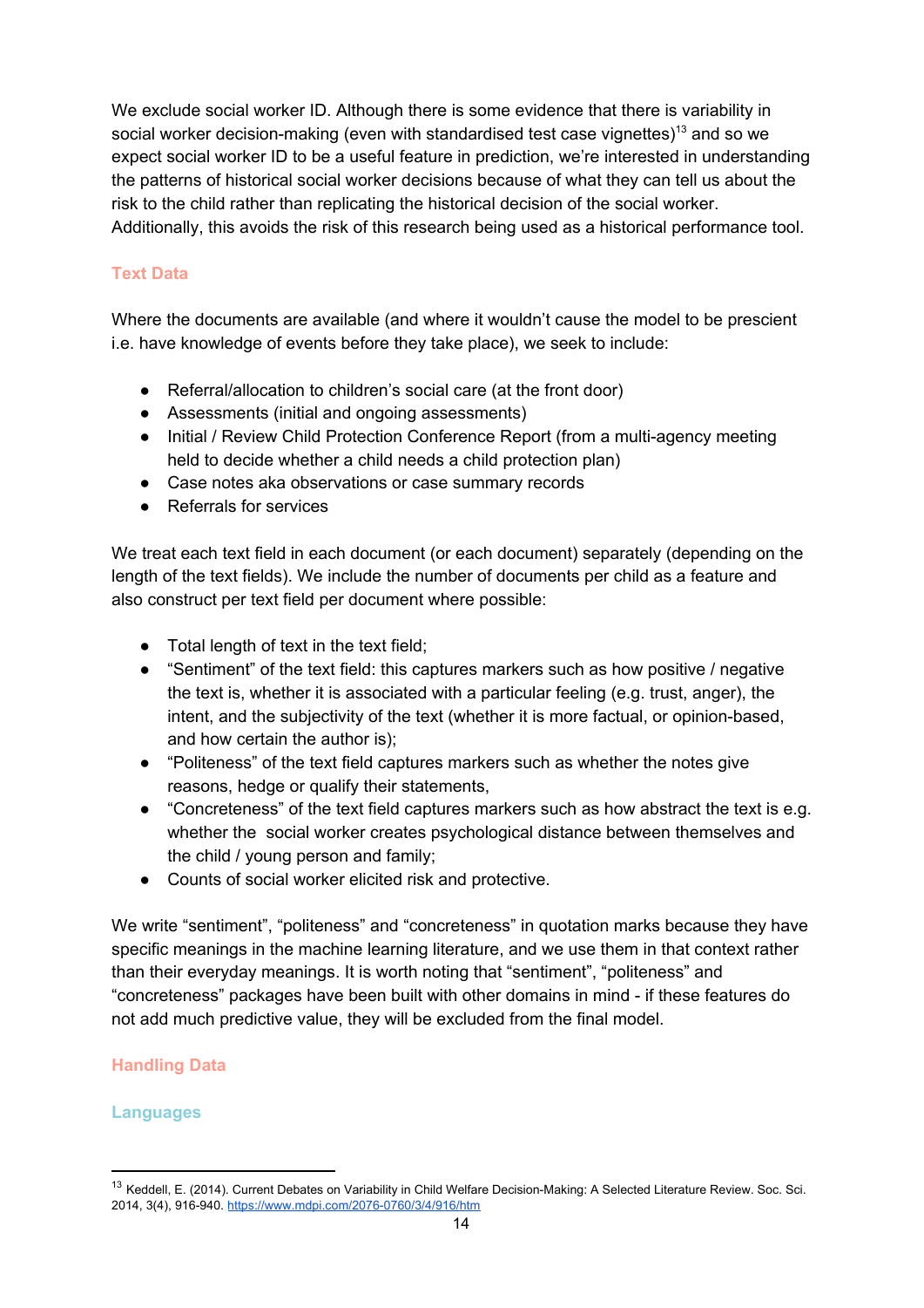We exclude social worker ID. Although there is some evidence that there is variability in social worker decision-making (even with standardised test case vignettes)[13] and so we expect social worker ID to be a useful feature in prediction, we're interested in understanding the patterns of historical social worker decisions because of what they can tell us about the risk to the child rather than replicating the historical decision of the social worker. Additionally, this avoids the risk of this research being used as a historical performance tool.

### Text Data

Where the documents are available (and where it wouldn't cause the model to be prescient i.e. have knowledge of events before they take place), we seek to include:

- Referral/allocation to children's social care (at the front door)
- Assessments (initial and ongoing assessments)
- Initial / Review Child Protection Conference Report (from a multi-agency meeting held to decide whether a child needs a child protection plan)
- Case notes aka observations or case summary records
- Referrals for services

We treat each text field in each document (or each document) separately (depending on the length of the text fields). We include the number of documents per child as a feature and also construct per text field per document where possible:

- Total length of text in the text field;
- "Sentiment" of the text field: this captures markers such as how positive / negative the text is, whether it is associated with a particular feeling (e.g. trust, anger), the intent, and the subjectivity of the text (whether it is more factual, or opinion-based, and how certain the author is);
- "Politeness" of the text field captures markers such as whether the notes give reasons, hedge or qualify their statements,
- "Concreteness" of the text field captures markers such as how abstract the text is e.g. whether the social worker creates psychological distance between themselves and the child / young person and family;
- Counts of social worker elicited risk and protective.

We write "sentiment", "politeness" and "concreteness" in quotation marks because they have specific meanings in the machine learning literature, and we use them in that context rather than their everyday meanings. It is worth noting that "sentiment", "politeness" and "concreteness" packages have been built with other domains in mind - if these features do not add much predictive value, they will be excluded from the final model.

### Handling Data

#### Languages

[13] Keddell, E. (2014). Current Debates on Variability in Child Welfare Decision-Making: A Selected Literature Review. Soc. Sci. 2014, 3(4), 916-940. https://www.mdpi.com/2076-0760/3/4/916/htm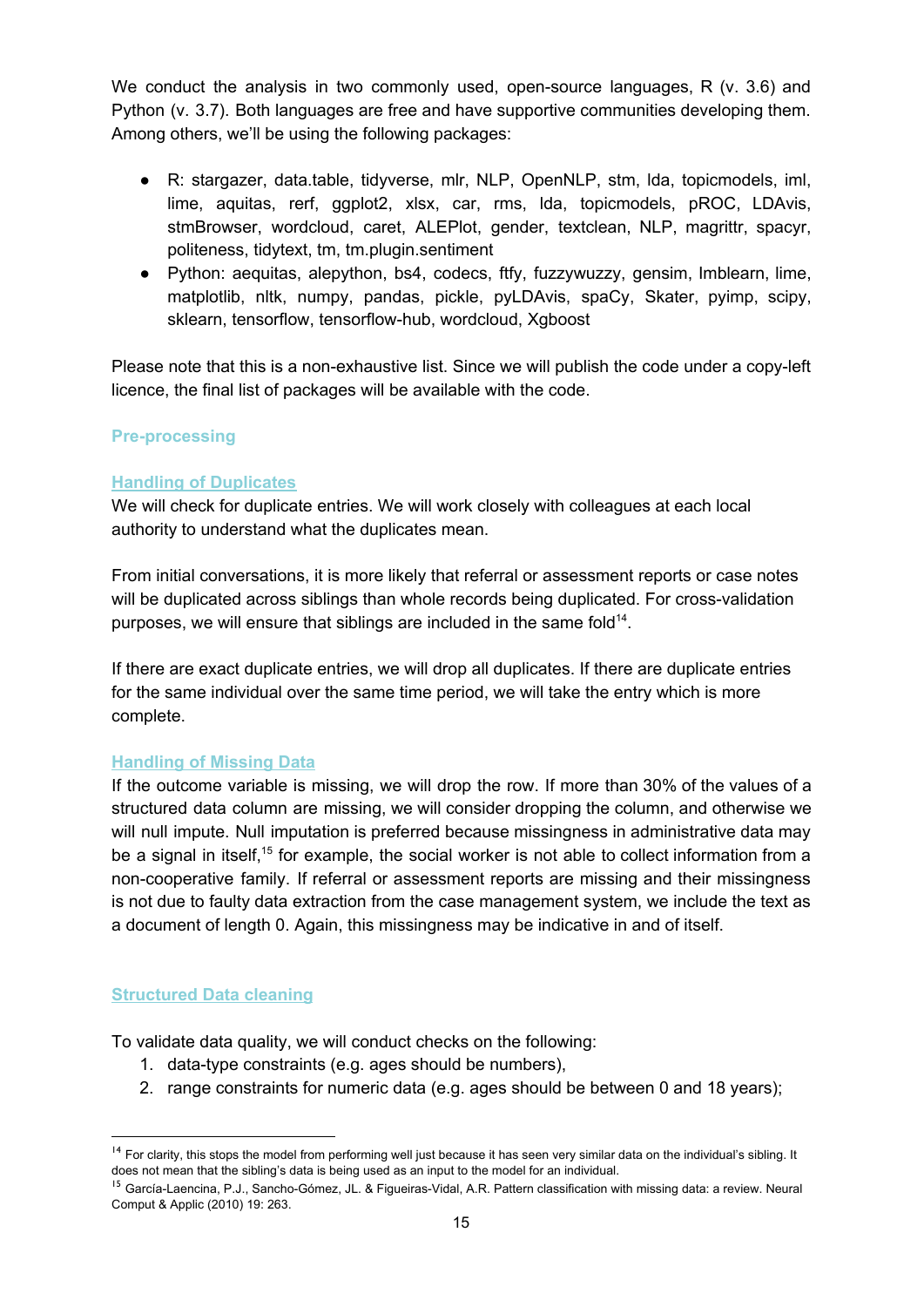We conduct the analysis in two commonly used, open-source languages, R (v. 3.6) and Python (v. 3.7). Both languages are free and have supportive communities developing them. Among others, we'll be using the following packages:

- R: stargazer, data.table, tidyverse, mlr, NLP, OpenNLP, stm, lda, topicmodels, iml, lime, aquitas, rerf, ggplot2, xlsx, car, rms, lda, topicmodels, pROC, LDAvis, stmBrowser, wordcloud, caret, ALEPlot, gender, textclean, NLP, magrittr, spacyr, politeness, tidytext, tm, tm.plugin.sentiment
- Python: aequitas, alepython, bs4, codecs, ftfy, fuzzywuzzy, gensim, Imblearn, lime, matplotlib, nltk, numpy, pandas, pickle, pyLDAvis, spaCy, Skater, pyimp, scipy, sklearn, tensorflow, tensorflow-hub, wordcloud, Xgboost

Please note that this is a non-exhaustive list. Since we will publish the code under a copy-left licence, the final list of packages will be available with the code.

## Pre-processing

### Handling of Duplicates

We will check for duplicate entries. We will work closely with colleagues at each local authority to understand what the duplicates mean.

From initial conversations, it is more likely that referral or assessment reports or case notes will be duplicated across siblings than whole records being duplicated. For cross-validation purposes, we will ensure that siblings are included in the same fold[14].

If there are exact duplicate entries, we will drop all duplicates. If there are duplicate entries for the same individual over the same time period, we will take the entry which is more complete.

### Handling of Missing Data

If the outcome variable is missing, we will drop the row. If more than 30% of the values of a structured data column are missing, we will consider dropping the column, and otherwise we will null impute. Null imputation is preferred because missingness in administrative data may be a signal in itself,[15] for example, the social worker is not able to collect information from a non-cooperative family. If referral or assessment reports are missing and their missingness is not due to faulty data extraction from the case management system, we include the text as a document of length 0. Again, this missingness may be indicative in and of itself.

### Structured Data cleaning

To validate data quality, we will conduct checks on the following:

1. data-type constraints (e.g. ages should be numbers),
2. range constraints for numeric data (e.g. ages should be between 0 and 18 years);

---

[14] For clarity, this stops the model from performing well just because it has seen very similar data on the individual's sibling. It does not mean that the sibling's data is being used as an input to the model for an individual.

[15] García-Laencina, P.J., Sancho-Gómez, JL. & Figueiras-Vidal, A.R. Pattern classification with missing data: a review. Neural Comput & Applic (2010) 19: 263.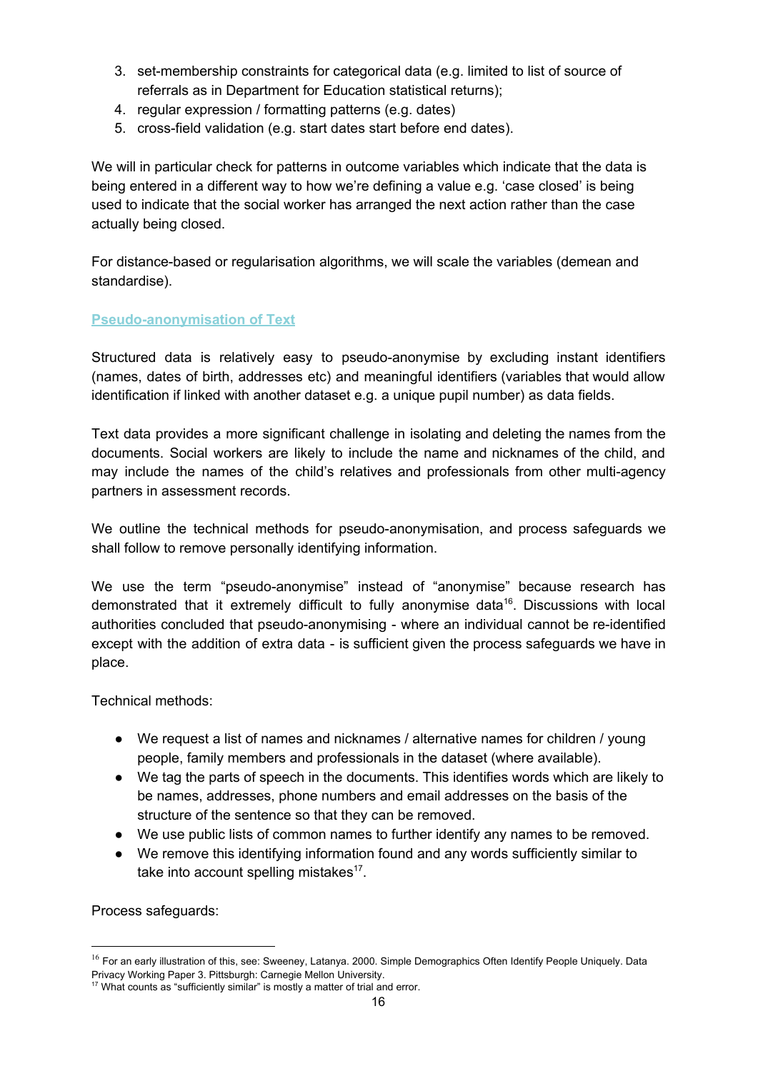3. set-membership constraints for categorical data (e.g. limited to list of source of referrals as in Department for Education statistical returns);
4. regular expression / formatting patterns (e.g. dates)
5. cross-field validation (e.g. start dates start before end dates).

We will in particular check for patterns in outcome variables which indicate that the data is being entered in a different way to how we're defining a value e.g. 'case closed' is being used to indicate that the social worker has arranged the next action rather than the case actually being closed.

For distance-based or regularisation algorithms, we will scale the variables (demean and standardise).

### Pseudo-anonymisation of Text

Structured data is relatively easy to pseudo-anonymise by excluding instant identifiers (names, dates of birth, addresses etc) and meaningful identifiers (variables that would allow identification if linked with another dataset e.g. a unique pupil number) as data fields.

Text data provides a more significant challenge in isolating and deleting the names from the documents. Social workers are likely to include the name and nicknames of the child, and may include the names of the child's relatives and professionals from other multi-agency partners in assessment records.

We outline the technical methods for pseudo-anonymisation, and process safeguards we shall follow to remove personally identifying information.

We use the term "pseudo-anonymise" instead of "anonymise" because research has demonstrated that it extremely difficult to fully anonymise data[16]. Discussions with local authorities concluded that pseudo-anonymising - where an individual cannot be re-identified except with the addition of extra data - is sufficient given the process safeguards we have in place.

Technical methods:

- We request a list of names and nicknames / alternative names for children / young people, family members and professionals in the dataset (where available).
- We tag the parts of speech in the documents. This identifies words which are likely to be names, addresses, phone numbers and email addresses on the basis of the structure of the sentence so that they can be removed.
- We use public lists of common names to further identify any names to be removed.
- We remove this identifying information found and any words sufficiently similar to take into account spelling mistakes[17].

Process safeguards:

[16] For an early illustration of this, see: Sweeney, Latanya. 2000. Simple Demographics Often Identify People Uniquely. Data Privacy Working Paper 3. Pittsburgh: Carnegie Mellon University.

[17] What counts as "sufficiently similar" is mostly a matter of trial and error.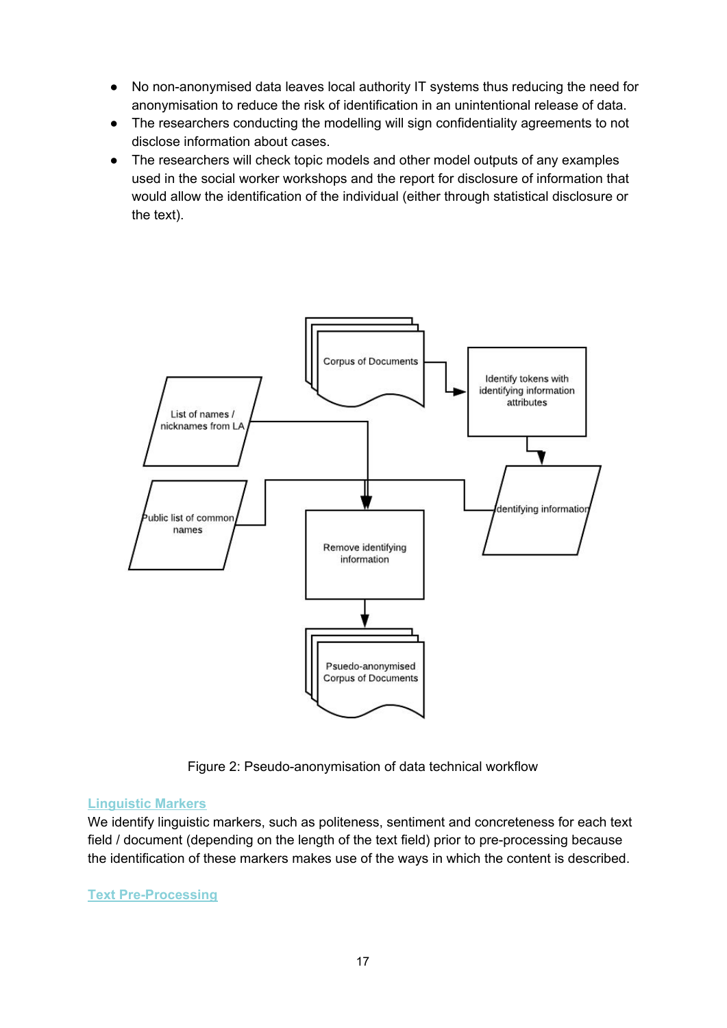- No non-anonymised data leaves local authority IT systems thus reducing the need for anonymisation to reduce the risk of identification in an unintentional release of data.
- The researchers conducting the modelling will sign confidentiality agreements to not disclose information about cases.
- The researchers will check topic models and other model outputs of any examples used in the social worker workshops and the report for disclosure of information that would allow the identification of the individual (either through statistical disclosure or the text).

Corpus of Documents

Identify tokens with identifying information attributes

List of names / nicknames from LA

Public list of common names

Identifying information

Remove identifying information

Psuedo-anonymised Corpus of Documents

Figure 2: Pseudo-anonymisation of data technical workflow

## Linguistic Markers

We identify linguistic markers, such as politeness, sentiment and concreteness for each text field / document (depending on the length of the text field) prior to pre-processing because the identification of these markers makes use of the ways in which the content is described.

## Text Pre-Processing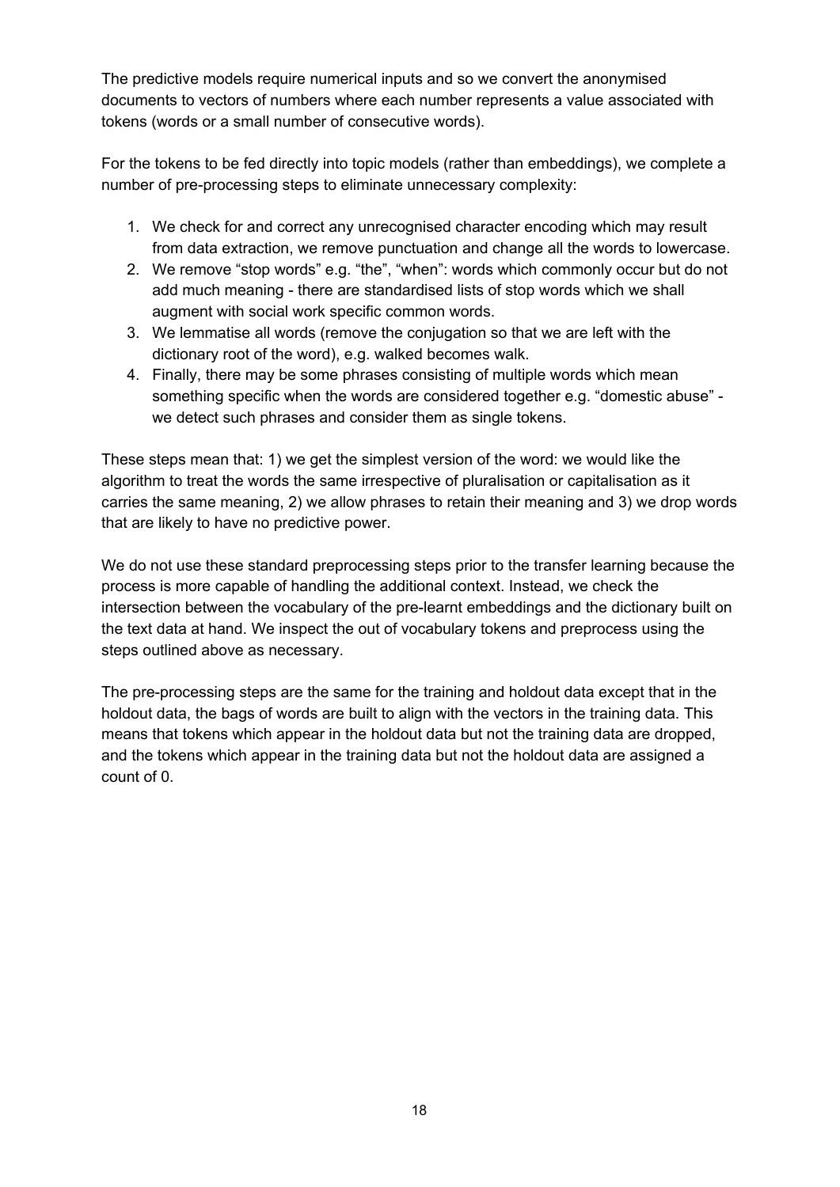The predictive models require numerical inputs and so we convert the anonymised documents to vectors of numbers where each number represents a value associated with tokens (words or a small number of consecutive words).

For the tokens to be fed directly into topic models (rather than embeddings), we complete a number of pre-processing steps to eliminate unnecessary complexity:

1. We check for and correct any unrecognised character encoding which may result from data extraction, we remove punctuation and change all the words to lowercase.
2. We remove "stop words" e.g. "the", "when": words which commonly occur but do not add much meaning - there are standardised lists of stop words which we shall augment with social work specific common words.
3. We lemmatise all words (remove the conjugation so that we are left with the dictionary root of the word), e.g. walked becomes walk.
4. Finally, there may be some phrases consisting of multiple words which mean something specific when the words are considered together e.g. "domestic abuse" - we detect such phrases and consider them as single tokens.

These steps mean that: 1) we get the simplest version of the word: we would like the algorithm to treat the words the same irrespective of pluralisation or capitalisation as it carries the same meaning, 2) we allow phrases to retain their meaning and 3) we drop words that are likely to have no predictive power.

We do not use these standard preprocessing steps prior to the transfer learning because the process is more capable of handling the additional context. Instead, we check the intersection between the vocabulary of the pre-learnt embeddings and the dictionary built on the text data at hand. We inspect the out of vocabulary tokens and preprocess using the steps outlined above as necessary.

The pre-processing steps are the same for the training and holdout data except that in the holdout data, the bags of words are built to align with the vectors in the training data. This means that tokens which appear in the holdout data but not the training data are dropped, and the tokens which appear in the training data but not the holdout data are assigned a count of 0.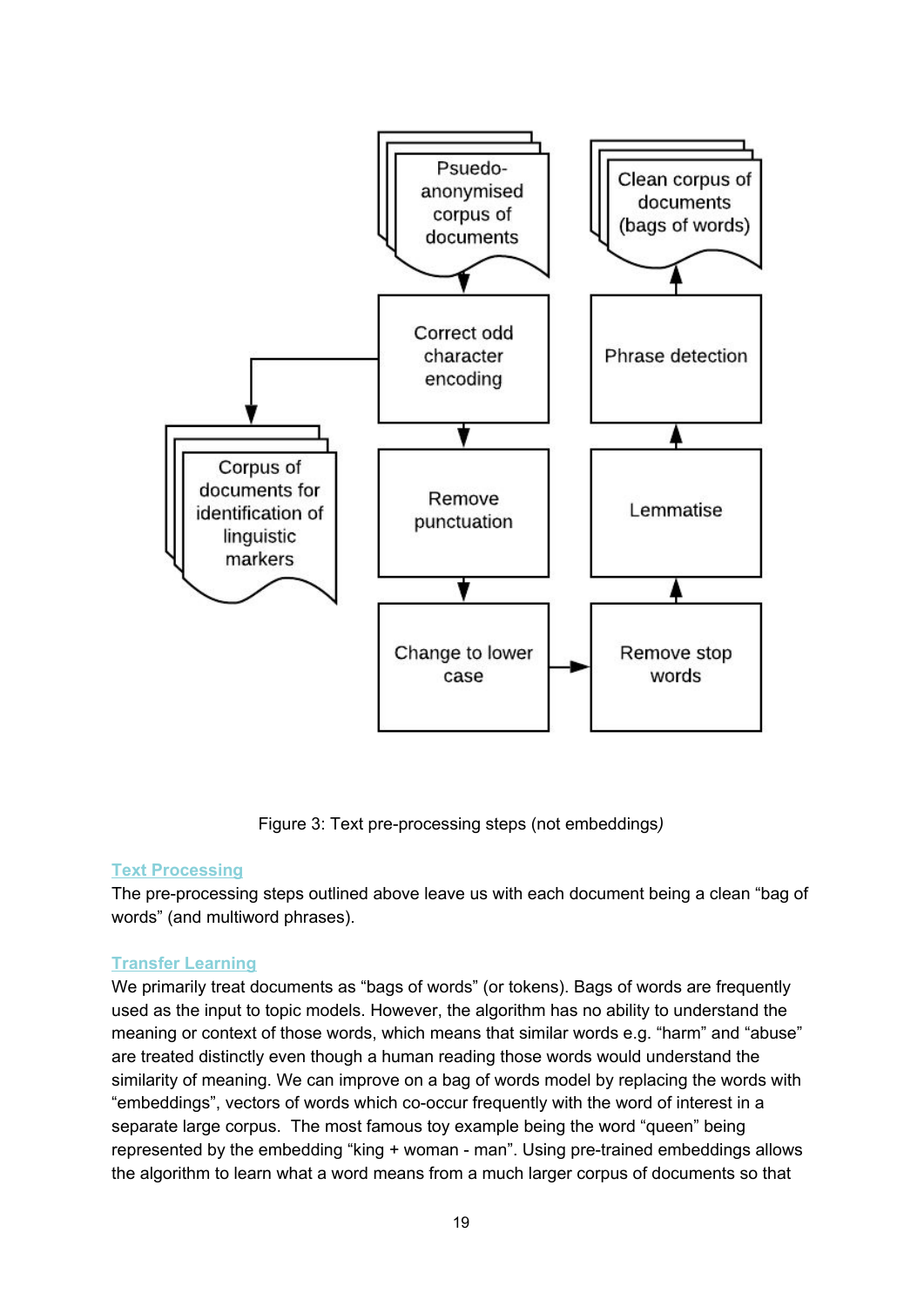Psuedo-anonymised corpus of documents

Correct odd character encoding

Corpus of documents for identification of linguistic markers

Remove punctuation

Change to lower case

Remove stop words

Lemmatise

Phrase detection

Clean corpus of documents (bags of words)

Figure 3: Text pre-processing steps (not embeddings*)*

### Text Processing

The pre-processing steps outlined above leave us with each document being a clean "bag of words" (and multiword phrases).

### Transfer Learning

We primarily treat documents as "bags of words" (or tokens). Bags of words are frequently used as the input to topic models. However, the algorithm has no ability to understand the meaning or context of those words, which means that similar words e.g. "harm" and "abuse" are treated distinctly even though a human reading those words would understand the similarity of meaning. We can improve on a bag of words model by replacing the words with "embeddings", vectors of words which co-occur frequently with the word of interest in a separate large corpus. The most famous toy example being the word "queen" being represented by the embedding "king + woman - man". Using pre-trained embeddings allows the algorithm to learn what a word means from a much larger corpus of documents so that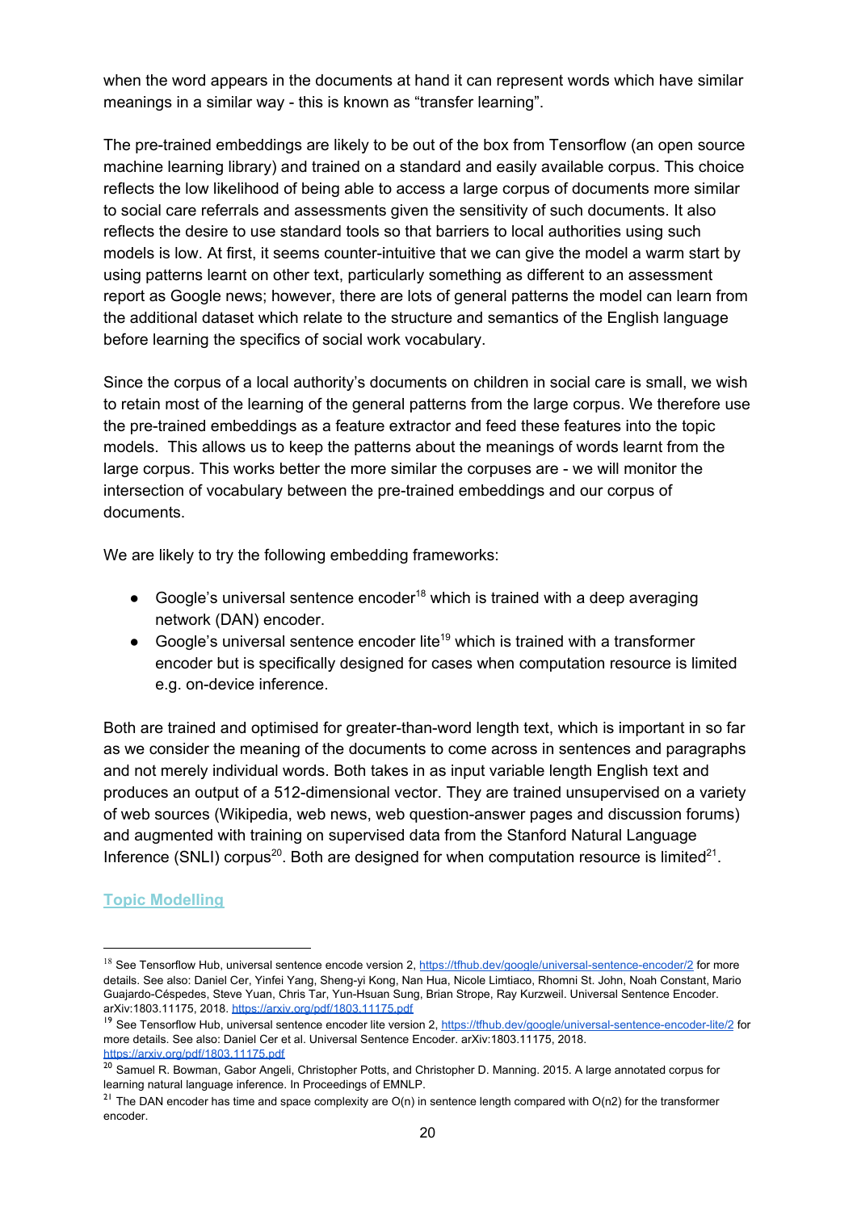when the word appears in the documents at hand it can represent words which have similar meanings in a similar way - this is known as "transfer learning".

The pre-trained embeddings are likely to be out of the box from Tensorflow (an open source machine learning library) and trained on a standard and easily available corpus. This choice reflects the low likelihood of being able to access a large corpus of documents more similar to social care referrals and assessments given the sensitivity of such documents. It also reflects the desire to use standard tools so that barriers to local authorities using such models is low. At first, it seems counter-intuitive that we can give the model a warm start by using patterns learnt on other text, particularly something as different to an assessment report as Google news; however, there are lots of general patterns the model can learn from the additional dataset which relate to the structure and semantics of the English language before learning the specifics of social work vocabulary.

Since the corpus of a local authority's documents on children in social care is small, we wish to retain most of the learning of the general patterns from the large corpus. We therefore use the pre-trained embeddings as a feature extractor and feed these features into the topic models. This allows us to keep the patterns about the meanings of words learnt from the large corpus. This works better the more similar the corpuses are - we will monitor the intersection of vocabulary between the pre-trained embeddings and our corpus of documents.

We are likely to try the following embedding frameworks:

- Google's universal sentence encoder[18] which is trained with a deep averaging network (DAN) encoder.
- Google's universal sentence encoder lite[19] which is trained with a transformer encoder but is specifically designed for cases when computation resource is limited e.g. on-device inference.

Both are trained and optimised for greater-than-word length text, which is important in so far as we consider the meaning of the documents to come across in sentences and paragraphs and not merely individual words. Both takes in as input variable length English text and produces an output of a 512-dimensional vector. They are trained unsupervised on a variety of web sources (Wikipedia, web news, web question-answer pages and discussion forums) and augmented with training on supervised data from the Stanford Natural Language Inference (SNLI) corpus[20]. Both are designed for when computation resource is limited[21].

## Topic Modelling

[18] See Tensorflow Hub, universal sentence encode version 2, https://tfhub.dev/google/universal-sentence-encoder/2 for more details. See also: Daniel Cer, Yinfei Yang, Sheng-yi Kong, Nan Hua, Nicole Limtiaco, Rhomni St. John, Noah Constant, Mario Guajardo-Céspedes, Steve Yuan, Chris Tar, Yun-Hsuan Sung, Brian Strope, Ray Kurzweil. Universal Sentence Encoder. arXiv:1803.11175, 2018. https://arxiv.org/pdf/1803.11175.pdf

[19] See Tensorflow Hub, universal sentence encoder lite version 2, https://tfhub.dev/google/universal-sentence-encoder-lite/2 for more details. See also: Daniel Cer et al. Universal Sentence Encoder. arXiv:1803.11175, 2018. https://arxiv.org/pdf/1803.11175.pdf

[20] Samuel R. Bowman, Gabor Angeli, Christopher Potts, and Christopher D. Manning. 2015. A large annotated corpus for learning natural language inference. In Proceedings of EMNLP.

[21] The DAN encoder has time and space complexity are O(n) in sentence length compared with O(n2) for the transformer encoder.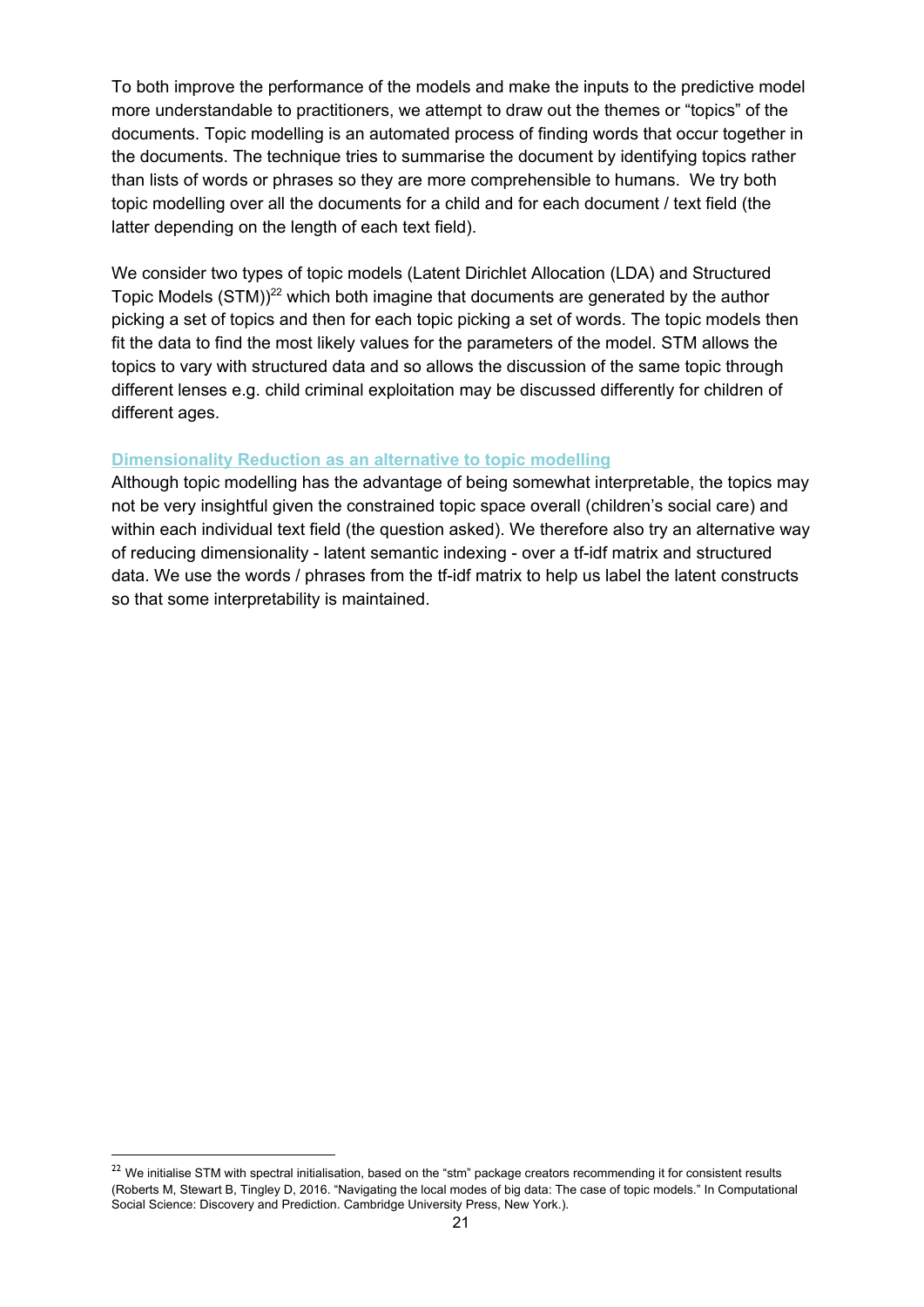To both improve the performance of the models and make the inputs to the predictive model more understandable to practitioners, we attempt to draw out the themes or "topics" of the documents. Topic modelling is an automated process of finding words that occur together in the documents. The technique tries to summarise the document by identifying topics rather than lists of words or phrases so they are more comprehensible to humans. We try both topic modelling over all the documents for a child and for each document / text field (the latter depending on the length of each text field).

We consider two types of topic models (Latent Dirichlet Allocation (LDA) and Structured Topic Models (STM))[22] which both imagine that documents are generated by the author picking a set of topics and then for each topic picking a set of words. The topic models then fit the data to find the most likely values for the parameters of the model. STM allows the topics to vary with structured data and so allows the discussion of the same topic through different lenses e.g. child criminal exploitation may be discussed differently for children of different ages.

### Dimensionality Reduction as an alternative to topic modelling

Although topic modelling has the advantage of being somewhat interpretable, the topics may not be very insightful given the constrained topic space overall (children's social care) and within each individual text field (the question asked). We therefore also try an alternative way of reducing dimensionality - latent semantic indexing - over a tf-idf matrix and structured data. We use the words / phrases from the tf-idf matrix to help us label the latent constructs so that some interpretability is maintained.

[22] We initialise STM with spectral initialisation, based on the "stm" package creators recommending it for consistent results (Roberts M, Stewart B, Tingley D, 2016. "Navigating the local modes of big data: The case of topic models." In Computational Social Science: Discovery and Prediction. Cambridge University Press, New York.).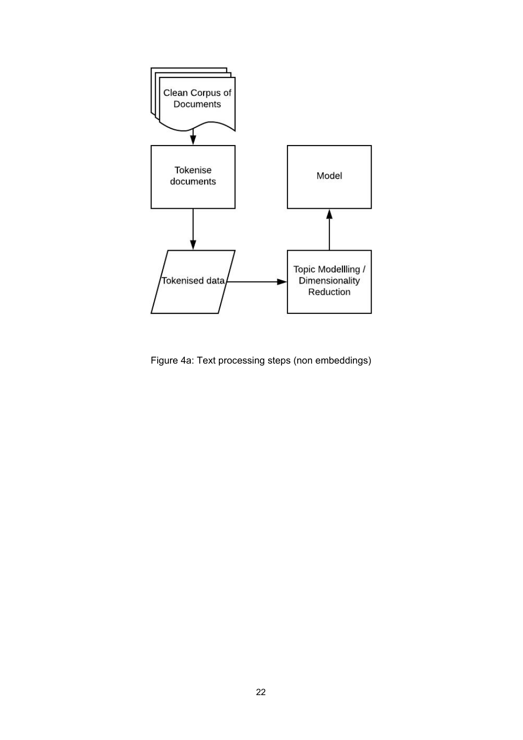Clean Corpus of Documents

Tokenise documents

Tokenised data

Topic Modellling / Dimensionality Reduction

Model

Figure 4a: Text processing steps (non embeddings)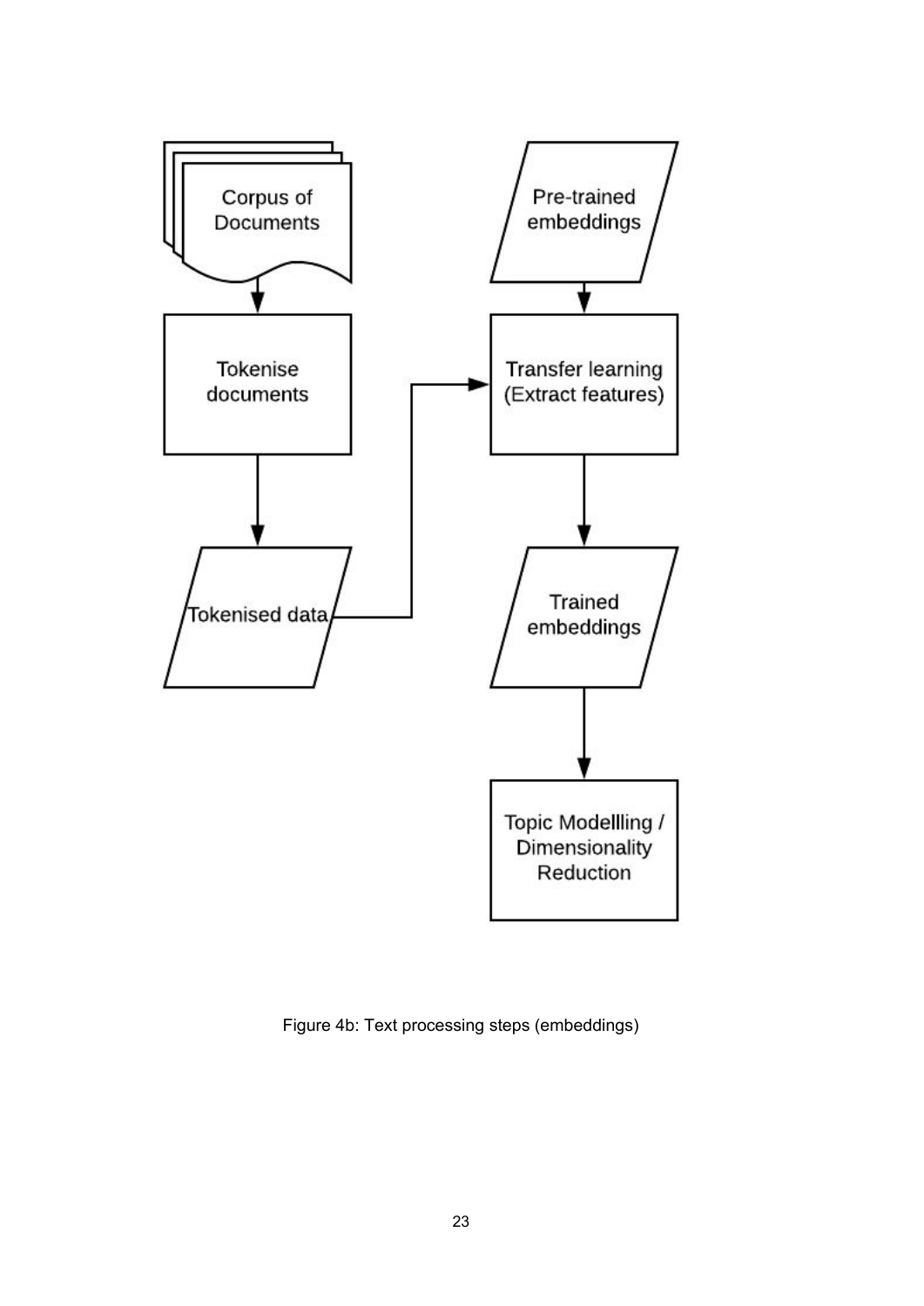Corpus of Documents

Tokenise documents

Tokenised data

Pre-trained embeddings

Transfer learning (Extract features)

Trained embeddings

Topic Modellling / Dimensionality Reduction

Figure 4b: Text processing steps (embeddings)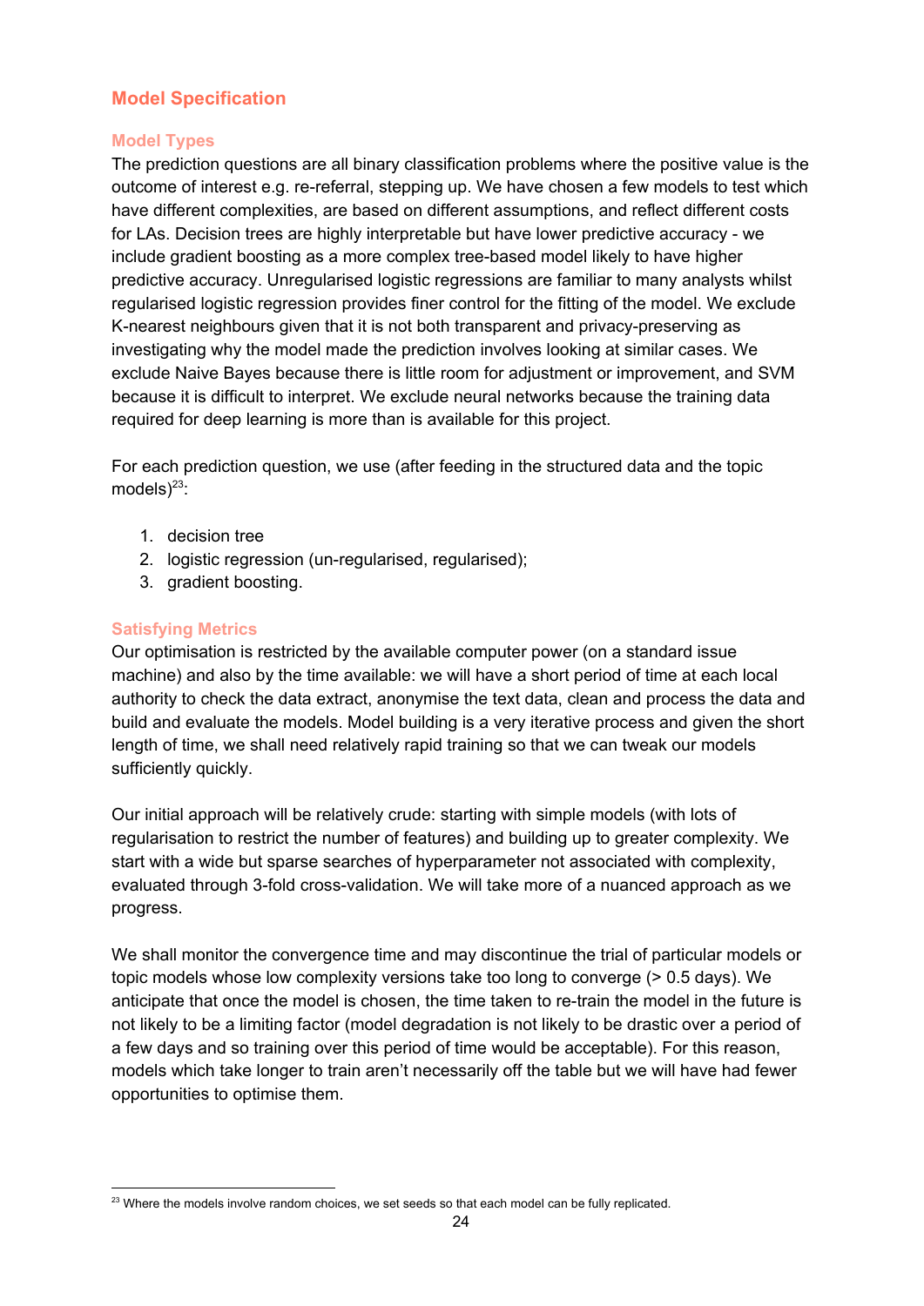## Model Specification

### Model Types

The prediction questions are all binary classification problems where the positive value is the outcome of interest e.g. re-referral, stepping up. We have chosen a few models to test which have different complexities, are based on different assumptions, and reflect different costs for LAs. Decision trees are highly interpretable but have lower predictive accuracy - we include gradient boosting as a more complex tree-based model likely to have higher predictive accuracy. Unregularised logistic regressions are familiar to many analysts whilst regularised logistic regression provides finer control for the fitting of the model. We exclude K-nearest neighbours given that it is not both transparent and privacy-preserving as investigating why the model made the prediction involves looking at similar cases. We exclude Naive Bayes because there is little room for adjustment or improvement, and SVM because it is difficult to interpret. We exclude neural networks because the training data required for deep learning is more than is available for this project.

For each prediction question, we use (after feeding in the structured data and the topic models)[23]:

1. decision tree
2. logistic regression (un-regularised, regularised);
3. gradient boosting.

### Satisfying Metrics

Our optimisation is restricted by the available computer power (on a standard issue machine) and also by the time available: we will have a short period of time at each local authority to check the data extract, anonymise the text data, clean and process the data and build and evaluate the models. Model building is a very iterative process and given the short length of time, we shall need relatively rapid training so that we can tweak our models sufficiently quickly.

Our initial approach will be relatively crude: starting with simple models (with lots of regularisation to restrict the number of features) and building up to greater complexity. We start with a wide but sparse searches of hyperparameter not associated with complexity, evaluated through 3-fold cross-validation. We will take more of a nuanced approach as we progress.

We shall monitor the convergence time and may discontinue the trial of particular models or topic models whose low complexity versions take too long to converge (> 0.5 days). We anticipate that once the model is chosen, the time taken to re-train the model in the future is not likely to be a limiting factor (model degradation is not likely to be drastic over a period of a few days and so training over this period of time would be acceptable). For this reason, models which take longer to train aren't necessarily off the table but we will have had fewer opportunities to optimise them.

[23] Where the models involve random choices, we set seeds so that each model can be fully replicated.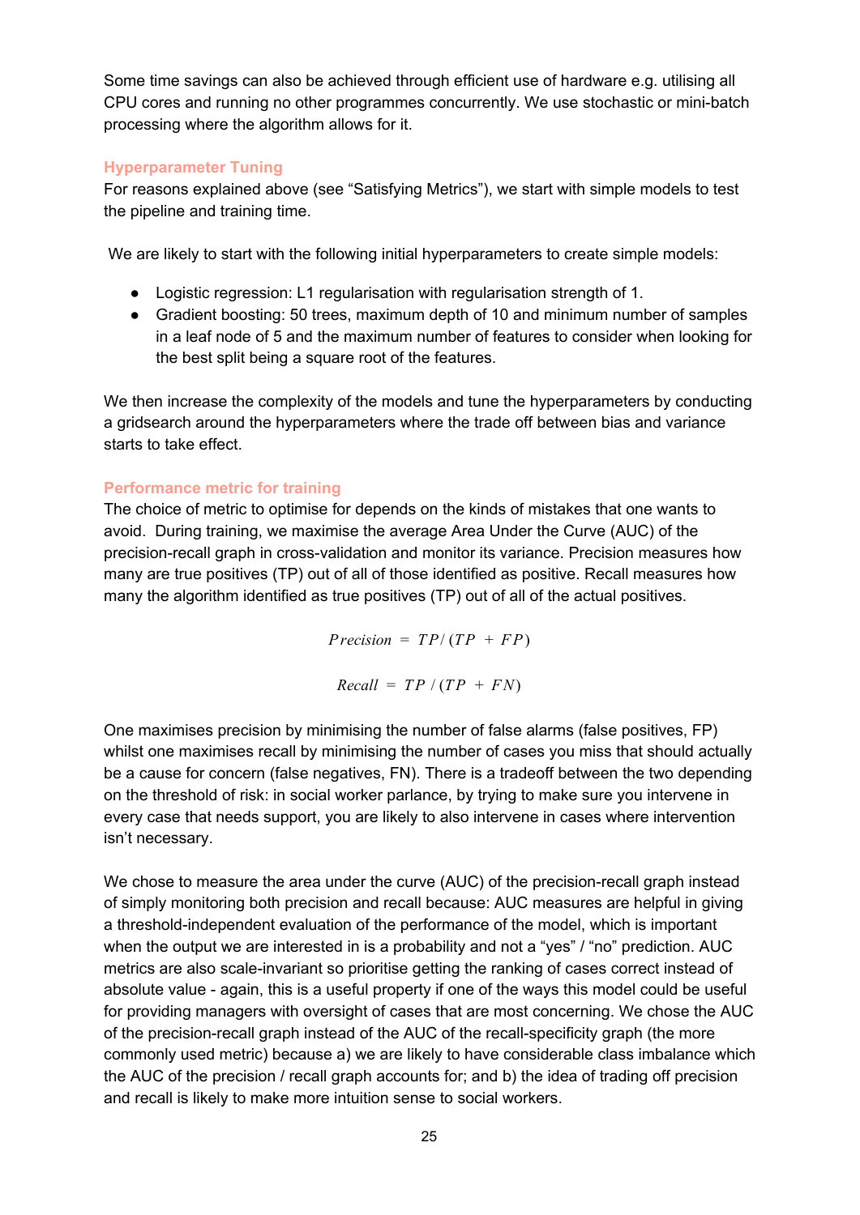Some time savings can also be achieved through efficient use of hardware e.g. utilising all CPU cores and running no other programmes concurrently. We use stochastic or mini-batch processing where the algorithm allows for it.

### Hyperparameter Tuning

For reasons explained above (see "Satisfying Metrics"), we start with simple models to test the pipeline and training time.

We are likely to start with the following initial hyperparameters to create simple models:

- Logistic regression: L1 regularisation with regularisation strength of 1.
- Gradient boosting: 50 trees, maximum depth of 10 and minimum number of samples in a leaf node of 5 and the maximum number of features to consider when looking for the best split being a square root of the features.

We then increase the complexity of the models and tune the hyperparameters by conducting a gridsearch around the hyperparameters where the trade off between bias and variance starts to take effect.

### Performance metric for training

The choice of metric to optimise for depends on the kinds of mistakes that one wants to avoid. During training, we maximise the average Area Under the Curve (AUC) of the precision-recall graph in cross-validation and monitor its variance. Precision measures how many are true positives (TP) out of all of those identified as positive. Recall measures how many the algorithm identified as true positives (TP) out of all of the actual positives.

$$Precision = TP/(TP + FP)$$

$$Recall = TP / (TP + FN)$$

One maximises precision by minimising the number of false alarms (false positives, FP) whilst one maximises recall by minimising the number of cases you miss that should actually be a cause for concern (false negatives, FN). There is a tradeoff between the two depending on the threshold of risk: in social worker parlance, by trying to make sure you intervene in every case that needs support, you are likely to also intervene in cases where intervention isn't necessary.

We chose to measure the area under the curve (AUC) of the precision-recall graph instead of simply monitoring both precision and recall because: AUC measures are helpful in giving a threshold-independent evaluation of the performance of the model, which is important when the output we are interested in is a probability and not a "yes" / "no" prediction. AUC metrics are also scale-invariant so prioritise getting the ranking of cases correct instead of absolute value - again, this is a useful property if one of the ways this model could be useful for providing managers with oversight of cases that are most concerning. We chose the AUC of the precision-recall graph instead of the AUC of the recall-specificity graph (the more commonly used metric) because a) we are likely to have considerable class imbalance which the AUC of the precision / recall graph accounts for; and b) the idea of trading off precision and recall is likely to make more intuition sense to social workers.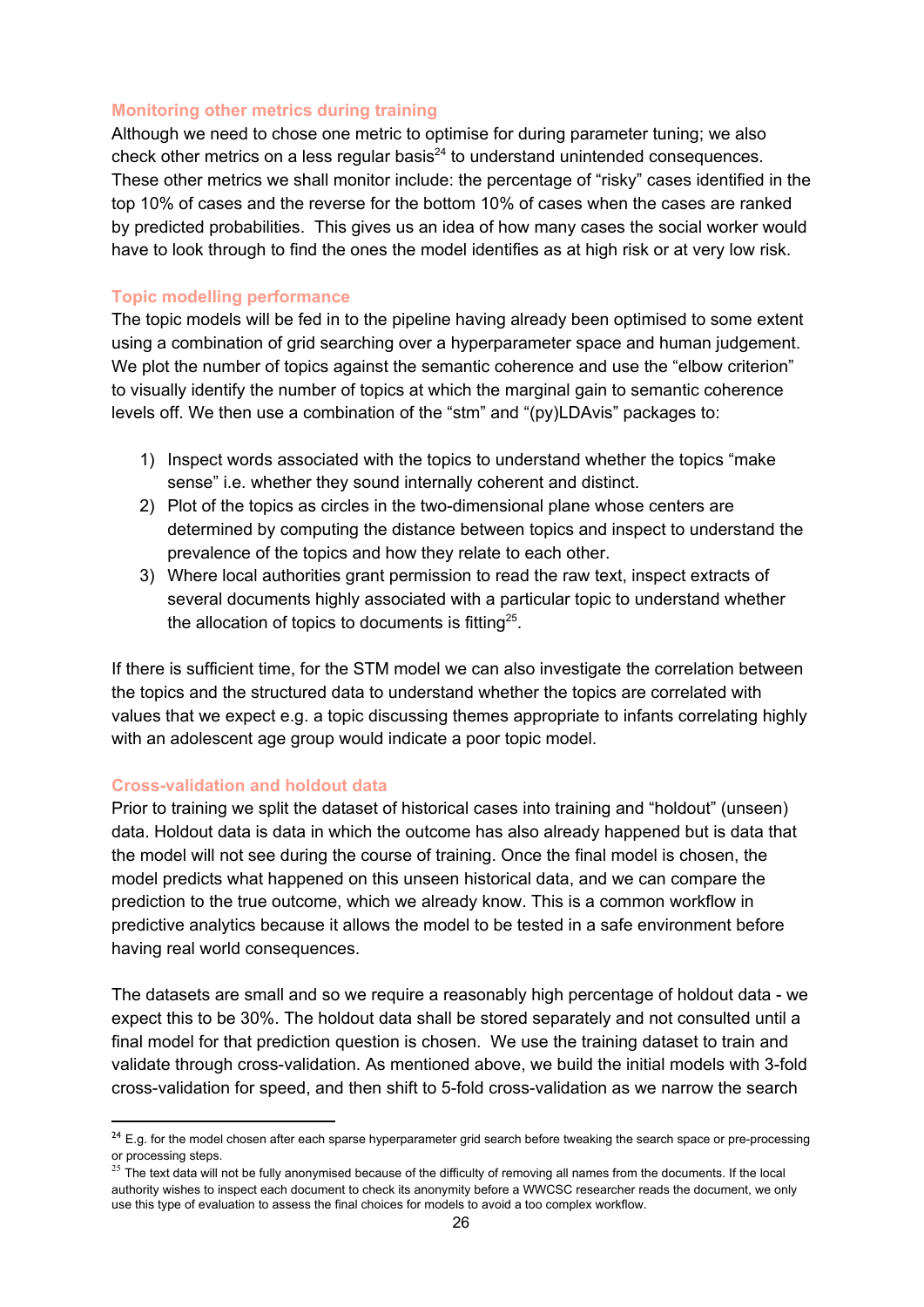### Monitoring other metrics during training

Although we need to chose one metric to optimise for during parameter tuning; we also check other metrics on a less regular basis[24] to understand unintended consequences. These other metrics we shall monitor include: the percentage of "risky" cases identified in the top 10% of cases and the reverse for the bottom 10% of cases when the cases are ranked by predicted probabilities. This gives us an idea of how many cases the social worker would have to look through to find the ones the model identifies as at high risk or at very low risk.

### Topic modelling performance

The topic models will be fed in to the pipeline having already been optimised to some extent using a combination of grid searching over a hyperparameter space and human judgement. We plot the number of topics against the semantic coherence and use the "elbow criterion" to visually identify the number of topics at which the marginal gain to semantic coherence levels off. We then use a combination of the "stm" and "(py)LDAvis" packages to:

1) Inspect words associated with the topics to understand whether the topics "make sense" i.e. whether they sound internally coherent and distinct.
2) Plot of the topics as circles in the two-dimensional plane whose centers are determined by computing the distance between topics and inspect to understand the prevalence of the topics and how they relate to each other.
3) Where local authorities grant permission to read the raw text, inspect extracts of several documents highly associated with a particular topic to understand whether the allocation of topics to documents is fitting[25].

If there is sufficient time, for the STM model we can also investigate the correlation between the topics and the structured data to understand whether the topics are correlated with values that we expect e.g. a topic discussing themes appropriate to infants correlating highly with an adolescent age group would indicate a poor topic model.

### Cross-validation and holdout data

Prior to training we split the dataset of historical cases into training and "holdout" (unseen) data. Holdout data is data in which the outcome has also already happened but is data that the model will not see during the course of training. Once the final model is chosen, the model predicts what happened on this unseen historical data, and we can compare the prediction to the true outcome, which we already know. This is a common workflow in predictive analytics because it allows the model to be tested in a safe environment before having real world consequences.

The datasets are small and so we require a reasonably high percentage of holdout data - we expect this to be 30%. The holdout data shall be stored separately and not consulted until a final model for that prediction question is chosen. We use the training dataset to train and validate through cross-validation. As mentioned above, we build the initial models with 3-fold cross-validation for speed, and then shift to 5-fold cross-validation as we narrow the search

[24] E.g. for the model chosen after each sparse hyperparameter grid search before tweaking the search space or pre-processing or processing steps.

[25] The text data will not be fully anonymised because of the difficulty of removing all names from the documents. If the local authority wishes to inspect each document to check its anonymity before a WWCSC researcher reads the document, we only use this type of evaluation to assess the final choices for models to avoid a too complex workflow.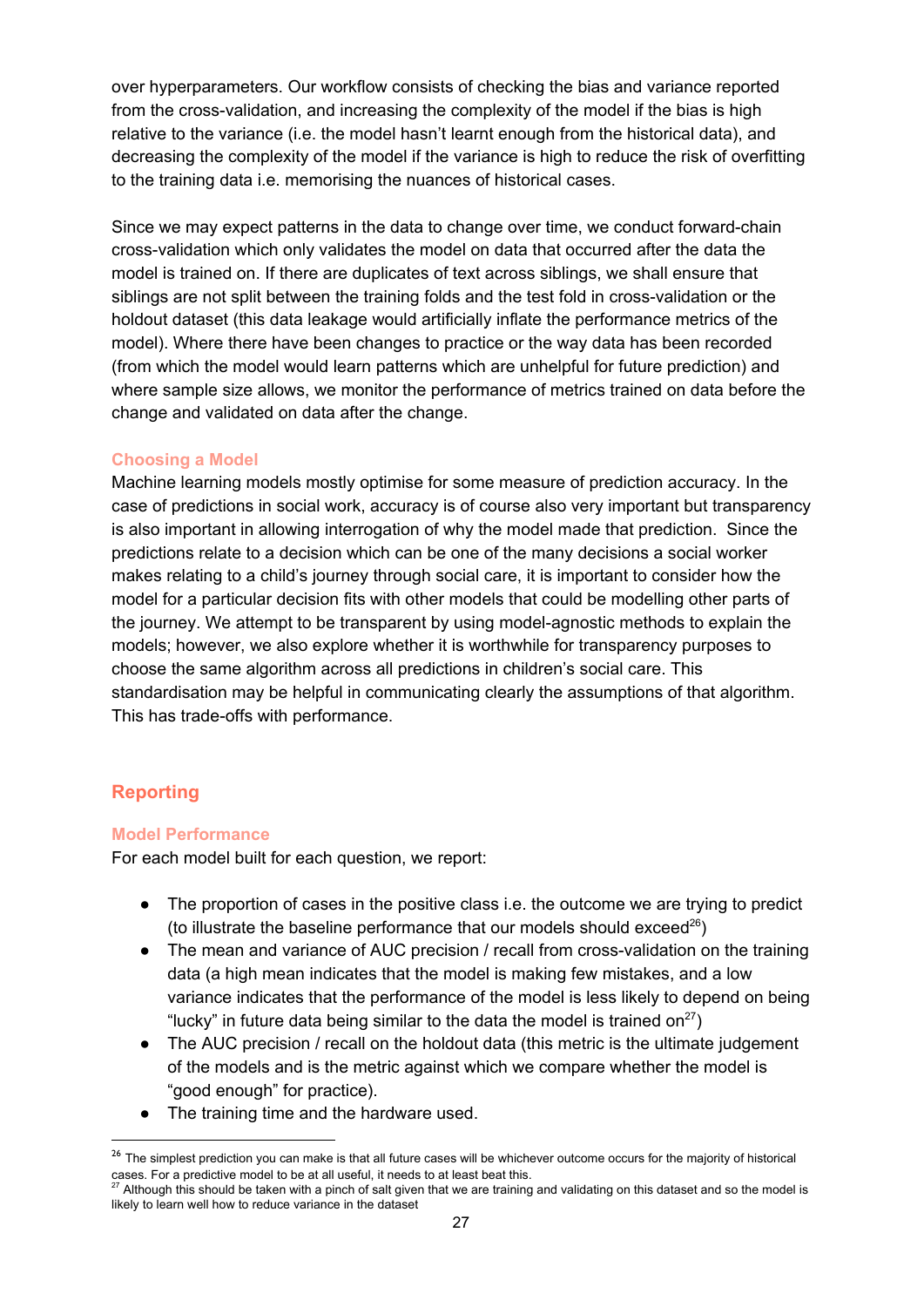over hyperparameters. Our workflow consists of checking the bias and variance reported from the cross-validation, and increasing the complexity of the model if the bias is high relative to the variance (i.e. the model hasn't learnt enough from the historical data), and decreasing the complexity of the model if the variance is high to reduce the risk of overfitting to the training data i.e. memorising the nuances of historical cases.

Since we may expect patterns in the data to change over time, we conduct forward-chain cross-validation which only validates the model on data that occurred after the data the model is trained on. If there are duplicates of text across siblings, we shall ensure that siblings are not split between the training folds and the test fold in cross-validation or the holdout dataset (this data leakage would artificially inflate the performance metrics of the model). Where there have been changes to practice or the way data has been recorded (from which the model would learn patterns which are unhelpful for future prediction) and where sample size allows, we monitor the performance of metrics trained on data before the change and validated on data after the change.

### Choosing a Model

Machine learning models mostly optimise for some measure of prediction accuracy. In the case of predictions in social work, accuracy is of course also very important but transparency is also important in allowing interrogation of why the model made that prediction. Since the predictions relate to a decision which can be one of the many decisions a social worker makes relating to a child's journey through social care, it is important to consider how the model for a particular decision fits with other models that could be modelling other parts of the journey. We attempt to be transparent by using model-agnostic methods to explain the models; however, we also explore whether it is worthwhile for transparency purposes to choose the same algorithm across all predictions in children's social care. This standardisation may be helpful in communicating clearly the assumptions of that algorithm. This has trade-offs with performance.

## Reporting

### Model Performance

For each model built for each question, we report:

- The proportion of cases in the positive class i.e. the outcome we are trying to predict (to illustrate the baseline performance that our models should exceed[26])
- The mean and variance of AUC precision / recall from cross-validation on the training data (a high mean indicates that the model is making few mistakes, and a low variance indicates that the performance of the model is less likely to depend on being "lucky" in future data being similar to the data the model is trained on[27])
- The AUC precision / recall on the holdout data (this metric is the ultimate judgement of the models and is the metric against which we compare whether the model is "good enough" for practice).
- The training time and the hardware used.

[26] The simplest prediction you can make is that all future cases will be whichever outcome occurs for the majority of historical cases. For a predictive model to be at all useful, it needs to at least beat this.

[27] Although this should be taken with a pinch of salt given that we are training and validating on this dataset and so the model is likely to learn well how to reduce variance in the dataset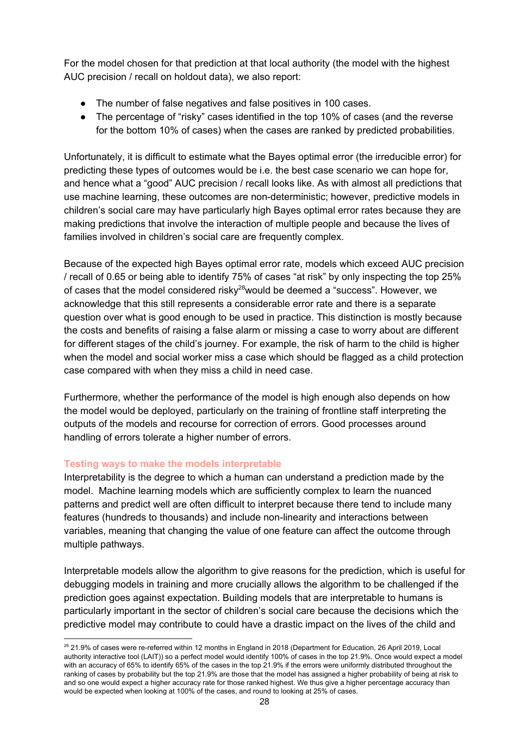For the model chosen for that prediction at that local authority (the model with the highest AUC precision / recall on holdout data), we also report:

- The number of false negatives and false positives in 100 cases.
- The percentage of "risky" cases identified in the top 10% of cases (and the reverse for the bottom 10% of cases) when the cases are ranked by predicted probabilities.

Unfortunately, it is difficult to estimate what the Bayes optimal error (the irreducible error) for predicting these types of outcomes would be i.e. the best case scenario we can hope for, and hence what a "good" AUC precision / recall looks like. As with almost all predictions that use machine learning, these outcomes are non-deterministic; however, predictive models in children's social care may have particularly high Bayes optimal error rates because they are making predictions that involve the interaction of multiple people and because the lives of families involved in children's social care are frequently complex.

Because of the expected high Bayes optimal error rate, models which exceed AUC precision / recall of 0.65 or being able to identify 75% of cases "at risk" by only inspecting the top 25% of cases that the model considered risky[28] would be deemed a "success". However, we acknowledge that this still represents a considerable error rate and there is a separate question over what is good enough to be used in practice. This distinction is mostly because the costs and benefits of raising a false alarm or missing a case to worry about are different for different stages of the child's journey. For example, the risk of harm to the child is higher when the model and social worker miss a case which should be flagged as a child protection case compared with when they miss a child in need case.

Furthermore, whether the performance of the model is high enough also depends on how the model would be deployed, particularly on the training of frontline staff interpreting the outputs of the models and recourse for correction of errors. Good processes around handling of errors tolerate a higher number of errors.

### Testing ways to make the models interpretable

Interpretability is the degree to which a human can understand a prediction made by the model. Machine learning models which are sufficiently complex to learn the nuanced patterns and predict well are often difficult to interpret because there tend to include many features (hundreds to thousands) and include non-linearity and interactions between variables, meaning that changing the value of one feature can affect the outcome through multiple pathways.

Interpretable models allow the algorithm to give reasons for the prediction, which is useful for debugging models in training and more crucially allows the algorithm to be challenged if the prediction goes against expectation. Building models that are interpretable to humans is particularly important in the sector of children's social care because the decisions which the predictive model may contribute to could have a drastic impact on the lives of the child and

[28] 21.9% of cases were re-referred within 12 months in England in 2018 (Department for Education, 26 April 2019, Local authority interactive tool (LAIT)) so a perfect model would identify 100% of cases in the top 21.9%. Once would expect a model with an accuracy of 65% to identify 65% of the cases in the top 21.9% if the errors were uniformly distributed throughout the ranking of cases by probability but the top 21.9% are those that the model has assigned a higher probability of being at risk to and so one would expect a higher accuracy rate for those ranked highest. We thus give a higher percentage accuracy than would be expected when looking at 100% of the cases, and round to looking at 25% of cases.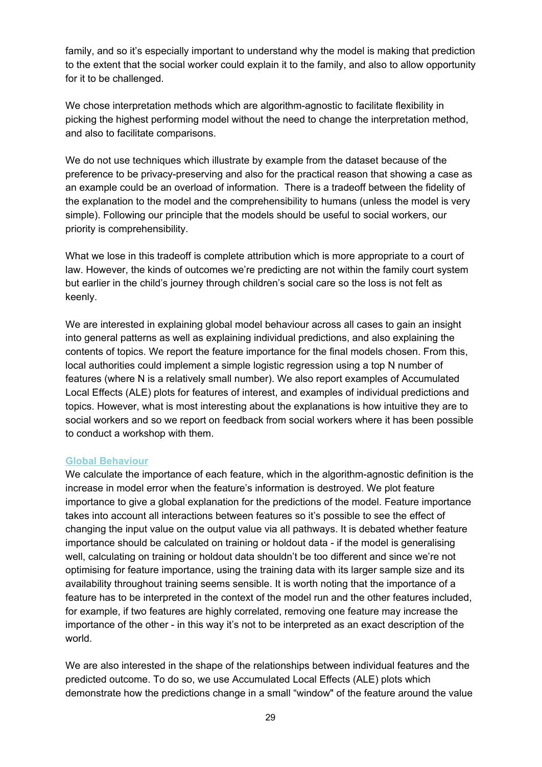family, and so it's especially important to understand why the model is making that prediction to the extent that the social worker could explain it to the family, and also to allow opportunity for it to be challenged.

We chose interpretation methods which are algorithm-agnostic to facilitate flexibility in picking the highest performing model without the need to change the interpretation method, and also to facilitate comparisons.

We do not use techniques which illustrate by example from the dataset because of the preference to be privacy-preserving and also for the practical reason that showing a case as an example could be an overload of information. There is a tradeoff between the fidelity of the explanation to the model and the comprehensibility to humans (unless the model is very simple). Following our principle that the models should be useful to social workers, our priority is comprehensibility.

What we lose in this tradeoff is complete attribution which is more appropriate to a court of law. However, the kinds of outcomes we're predicting are not within the family court system but earlier in the child's journey through children's social care so the loss is not felt as keenly.

We are interested in explaining global model behaviour across all cases to gain an insight into general patterns as well as explaining individual predictions, and also explaining the contents of topics. We report the feature importance for the final models chosen. From this, local authorities could implement a simple logistic regression using a top N number of features (where N is a relatively small number). We also report examples of Accumulated Local Effects (ALE) plots for features of interest, and examples of individual predictions and topics. However, what is most interesting about the explanations is how intuitive they are to social workers and so we report on feedback from social workers where it has been possible to conduct a workshop with them.

### Global Behaviour

We calculate the importance of each feature, which in the algorithm-agnostic definition is the increase in model error when the feature's information is destroyed. We plot feature importance to give a global explanation for the predictions of the model. Feature importance takes into account all interactions between features so it's possible to see the effect of changing the input value on the output value via all pathways. It is debated whether feature importance should be calculated on training or holdout data - if the model is generalising well, calculating on training or holdout data shouldn't be too different and since we're not optimising for feature importance, using the training data with its larger sample size and its availability throughout training seems sensible. It is worth noting that the importance of a feature has to be interpreted in the context of the model run and the other features included, for example, if two features are highly correlated, removing one feature may increase the importance of the other - in this way it's not to be interpreted as an exact description of the world.

We are also interested in the shape of the relationships between individual features and the predicted outcome. To do so, we use Accumulated Local Effects (ALE) plots which demonstrate how the predictions change in a small "window" of the feature around the value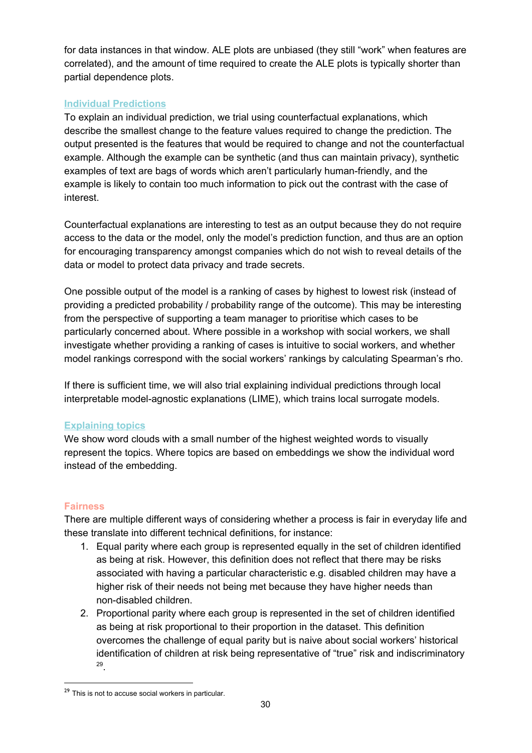for data instances in that window. ALE plots are unbiased (they still "work" when features are correlated), and the amount of time required to create the ALE plots is typically shorter than partial dependence plots.

### Individual Predictions

To explain an individual prediction, we trial using counterfactual explanations, which describe the smallest change to the feature values required to change the prediction. The output presented is the features that would be required to change and not the counterfactual example. Although the example can be synthetic (and thus can maintain privacy), synthetic examples of text are bags of words which aren't particularly human-friendly, and the example is likely to contain too much information to pick out the contrast with the case of interest.

Counterfactual explanations are interesting to test as an output because they do not require access to the data or the model, only the model's prediction function, and thus are an option for encouraging transparency amongst companies which do not wish to reveal details of the data or model to protect data privacy and trade secrets.

One possible output of the model is a ranking of cases by highest to lowest risk (instead of providing a predicted probability / probability range of the outcome). This may be interesting from the perspective of supporting a team manager to prioritise which cases to be particularly concerned about. Where possible in a workshop with social workers, we shall investigate whether providing a ranking of cases is intuitive to social workers, and whether model rankings correspond with the social workers' rankings by calculating Spearman's rho.

If there is sufficient time, we will also trial explaining individual predictions through local interpretable model-agnostic explanations (LIME), which trains local surrogate models.

### Explaining topics

We show word clouds with a small number of the highest weighted words to visually represent the topics. Where topics are based on embeddings we show the individual word instead of the embedding.

## Fairness

There are multiple different ways of considering whether a process is fair in everyday life and these translate into different technical definitions, for instance:

1. Equal parity where each group is represented equally in the set of children identified as being at risk. However, this definition does not reflect that there may be risks associated with having a particular characteristic e.g. disabled children may have a higher risk of their needs not being met because they have higher needs than non-disabled children.
2. Proportional parity where each group is represented in the set of children identified as being at risk proportional to their proportion in the dataset. This definition overcomes the challenge of equal parity but is naive about social workers' historical identification of children at risk being representative of "true" risk and indiscriminatory [29].

[29] This is not to accuse social workers in particular.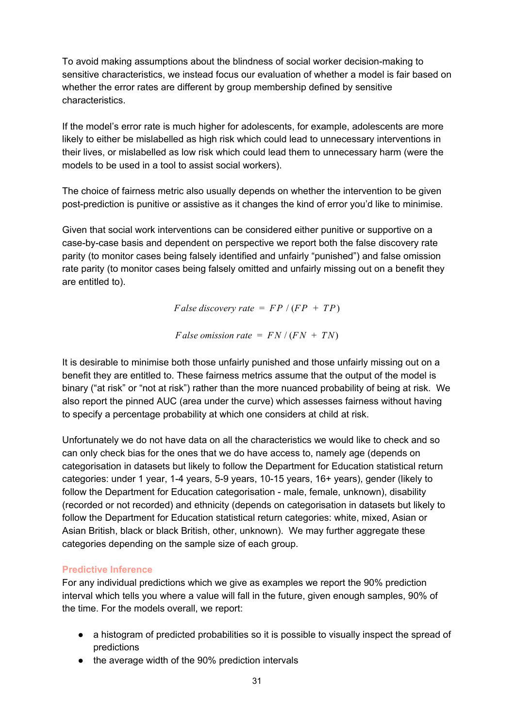To avoid making assumptions about the blindness of social worker decision-making to sensitive characteristics, we instead focus our evaluation of whether a model is fair based on whether the error rates are different by group membership defined by sensitive characteristics.

If the model's error rate is much higher for adolescents, for example, adolescents are more likely to either be mislabelled as high risk which could lead to unnecessary interventions in their lives, or mislabelled as low risk which could lead them to unnecessary harm (were the models to be used in a tool to assist social workers).

The choice of fairness metric also usually depends on whether the intervention to be given post-prediction is punitive or assistive as it changes the kind of error you'd like to minimise.

Given that social work interventions can be considered either punitive or supportive on a case-by-case basis and dependent on perspective we report both the false discovery rate parity (to monitor cases being falsely identified and unfairly "punished") and false omission rate parity (to monitor cases being falsely omitted and unfairly missing out on a benefit they are entitled to).

$$False\ discovery\ rate\ =\ FP\ /\ (FP\ +\ TP)$$

$$False\ omission\ rate\ =\ FN\ /\ (FN\ +\ TN)$$

It is desirable to minimise both those unfairly punished and those unfairly missing out on a benefit they are entitled to. These fairness metrics assume that the output of the model is binary ("at risk" or "not at risk") rather than the more nuanced probability of being at risk. We also report the pinned AUC (area under the curve) which assesses fairness without having to specify a percentage probability at which one considers at child at risk.

Unfortunately we do not have data on all the characteristics we would like to check and so can only check bias for the ones that we do have access to, namely age (depends on categorisation in datasets but likely to follow the Department for Education statistical return categories: under 1 year, 1-4 years, 5-9 years, 10-15 years, 16+ years), gender (likely to follow the Department for Education categorisation - male, female, unknown), disability (recorded or not recorded) and ethnicity (depends on categorisation in datasets but likely to follow the Department for Education statistical return categories: white, mixed, Asian or Asian British, black or black British, other, unknown). We may further aggregate these categories depending on the sample size of each group.

### Predictive Inference

For any individual predictions which we give as examples we report the 90% prediction interval which tells you where a value will fall in the future, given enough samples, 90% of the time. For the models overall, we report:

- a histogram of predicted probabilities so it is possible to visually inspect the spread of predictions
- the average width of the 90% prediction intervals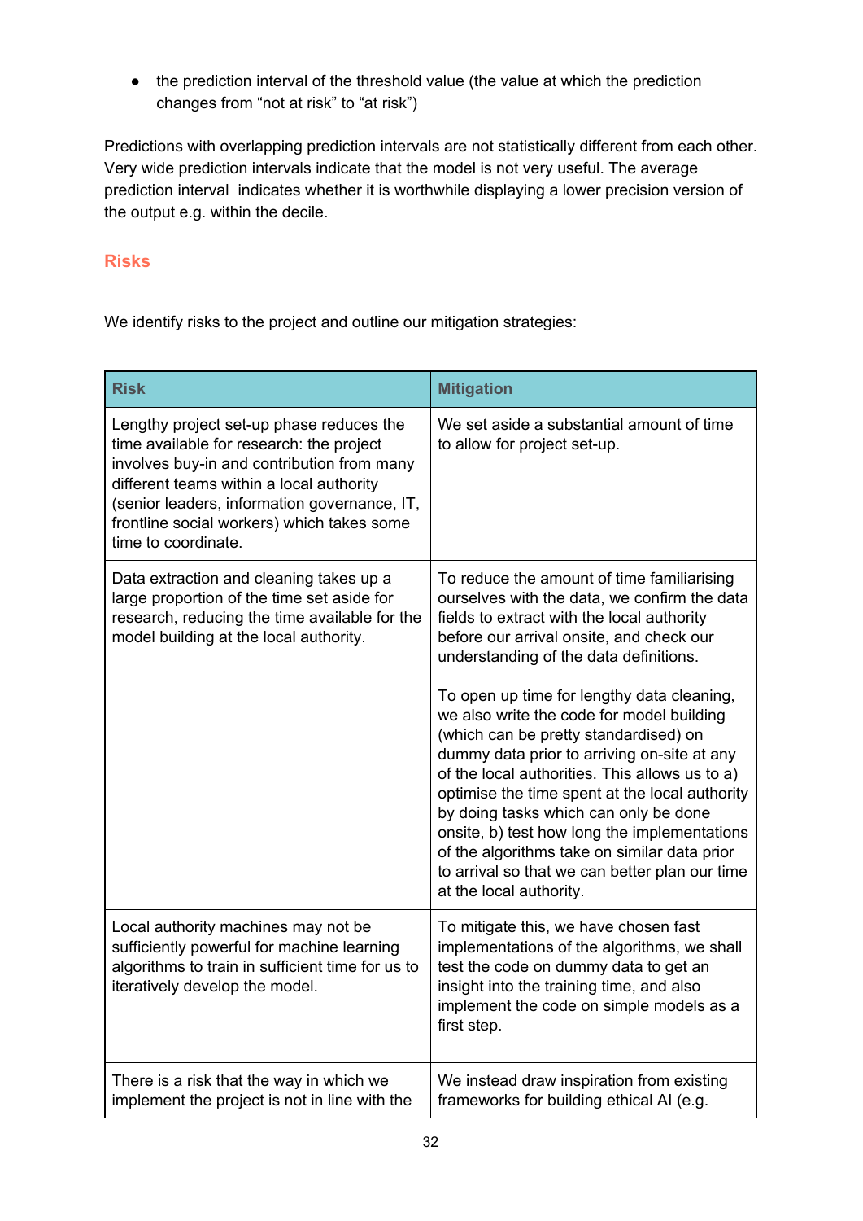- the prediction interval of the threshold value (the value at which the prediction changes from "not at risk" to "at risk")

Predictions with overlapping prediction intervals are not statistically different from each other. Very wide prediction intervals indicate that the model is not very useful. The average prediction interval indicates whether it is worthwhile displaying a lower precision version of the output e.g. within the decile.

## Risks

We identify risks to the project and outline our mitigation strategies:

| Risk | Mitigation |
|---|---|
| Lengthy project set-up phase reduces the time available for research: the project involves buy-in and contribution from many different teams within a local authority (senior leaders, information governance, IT, frontline social workers) which takes some time to coordinate. | We set aside a substantial amount of time to allow for project set-up. |
| Data extraction and cleaning takes up a large proportion of the time set aside for research, reducing the time available for the model building at the local authority. | To reduce the amount of time familiarising ourselves with the data, we confirm the data fields to extract with the local authority before our arrival onsite, and check our understanding of the data definitions.<br><br>To open up time for lengthy data cleaning, we also write the code for model building (which can be pretty standardised) on dummy data prior to arriving on-site at any of the local authorities. This allows us to a) optimise the time spent at the local authority by doing tasks which can only be done onsite, b) test how long the implementations of the algorithms take on similar data prior to arrival so that we can better plan our time at the local authority. |
| Local authority machines may not be sufficiently powerful for machine learning algorithms to train in sufficient time for us to iteratively develop the model. | To mitigate this, we have chosen fast implementations of the algorithms, we shall test the code on dummy data to get an insight into the training time, and also implement the code on simple models as a first step. |
| There is a risk that the way in which we implement the project is not in line with the | We instead draw inspiration from existing frameworks for building ethical AI (e.g. |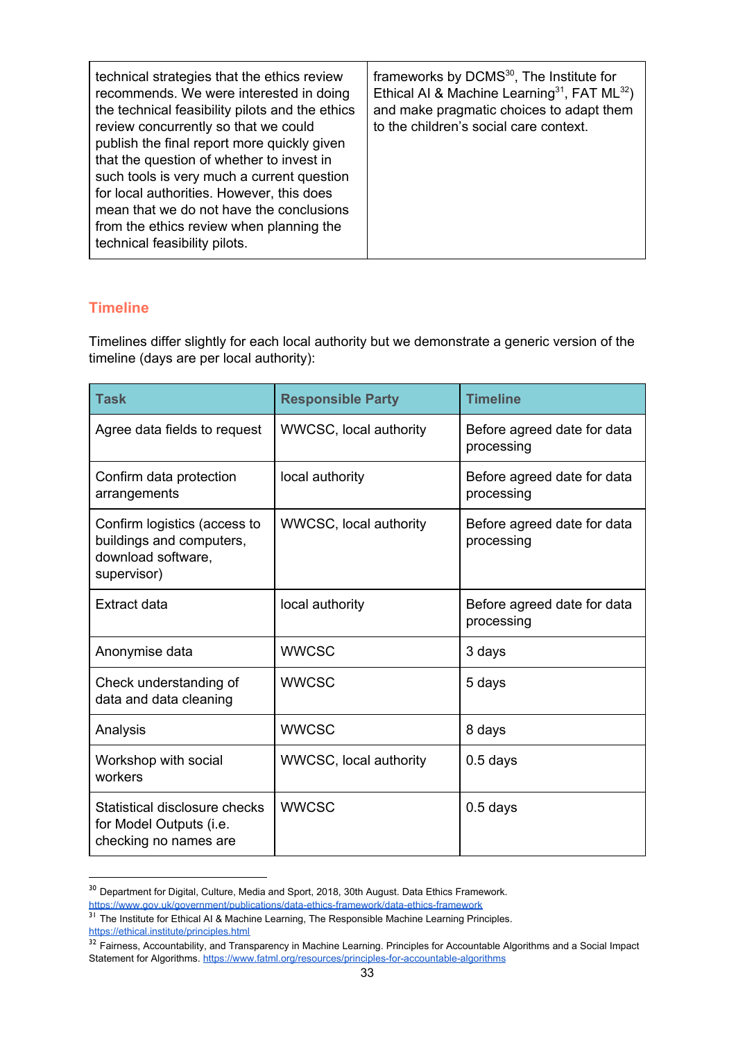| | |
|---|---|
| technical strategies that the ethics review recommends. We were interested in doing the technical feasibility pilots and the ethics review concurrently so that we could publish the final report more quickly given that the question of whether to invest in such tools is very much a current question for local authorities. However, this does mean that we do not have the conclusions from the ethics review when planning the technical feasibility pilots. | frameworks by DCMS[30], The Institute for Ethical AI & Machine Learning[31], FAT ML[32]) and make pragmatic choices to adapt them to the children's social care context. |

## Timeline

Timelines differ slightly for each local authority but we demonstrate a generic version of the timeline (days are per local authority):

| Task | Responsible Party | Timeline |
|---|---|---|
| Agree data fields to request | WWCSC, local authority | Before agreed date for data processing |
| Confirm data protection arrangements | local authority | Before agreed date for data processing |
| Confirm logistics (access to buildings and computers, download software, supervisor) | WWCSC, local authority | Before agreed date for data processing |
| Extract data | local authority | Before agreed date for data processing |
| Anonymise data | WWCSC | 3 days |
| Check understanding of data and data cleaning | WWCSC | 5 days |
| Analysis | WWCSC | 8 days |
| Workshop with social workers | WWCSC, local authority | 0.5 days |
| Statistical disclosure checks for Model Outputs (i.e. checking no names are | WWCSC | 0.5 days |

[30] Department for Digital, Culture, Media and Sport, 2018, 30th August. Data Ethics Framework. https://www.gov.uk/government/publications/data-ethics-framework/data-ethics-framework

[31] The Institute for Ethical AI & Machine Learning, The Responsible Machine Learning Principles. https://ethical.institute/principles.html

[32] Fairness, Accountability, and Transparency in Machine Learning. Principles for Accountable Algorithms and a Social Impact Statement for Algorithms. https://www.fatml.org/resources/principles-for-accountable-algorithms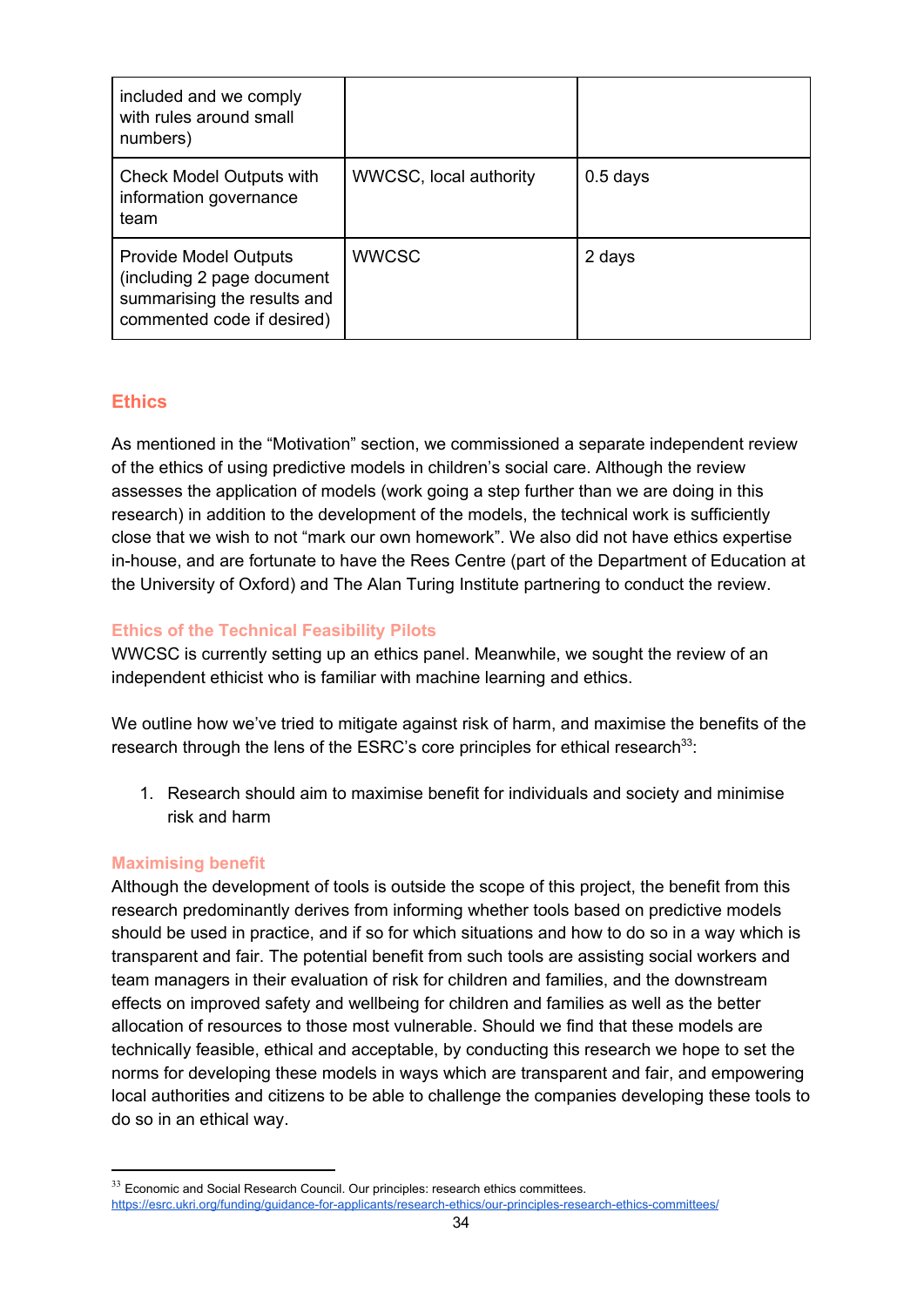| | | |
|---|---|---|
| included and we comply with rules around small numbers) | | |
| Check Model Outputs with information governance team | WWCSC, local authority | 0.5 days |
| Provide Model Outputs (including 2 page document summarising the results and commented code if desired) | WWCSC | 2 days |

## Ethics

As mentioned in the "Motivation" section, we commissioned a separate independent review of the ethics of using predictive models in children's social care. Although the review assesses the application of models (work going a step further than we are doing in this research) in addition to the development of the models, the technical work is sufficiently close that we wish to not "mark our own homework". We also did not have ethics expertise in-house, and are fortunate to have the Rees Centre (part of the Department of Education at the University of Oxford) and The Alan Turing Institute partnering to conduct the review.

### Ethics of the Technical Feasibility Pilots

WWCSC is currently setting up an ethics panel. Meanwhile, we sought the review of an independent ethicist who is familiar with machine learning and ethics.

We outline how we've tried to mitigate against risk of harm, and maximise the benefits of the research through the lens of the ESRC's core principles for ethical research[33]:

1. Research should aim to maximise benefit for individuals and society and minimise risk and harm

### Maximising benefit

Although the development of tools is outside the scope of this project, the benefit from this research predominantly derives from informing whether tools based on predictive models should be used in practice, and if so for which situations and how to do so in a way which is transparent and fair. The potential benefit from such tools are assisting social workers and team managers in their evaluation of risk for children and families, and the downstream effects on improved safety and wellbeing for children and families as well as the better allocation of resources to those most vulnerable. Should we find that these models are technically feasible, ethical and acceptable, by conducting this research we hope to set the norms for developing these models in ways which are transparent and fair, and empowering local authorities and citizens to be able to challenge the companies developing these tools to do so in an ethical way.

[33] Economic and Social Research Council. Our principles: research ethics committees. https://esrc.ukri.org/funding/guidance-for-applicants/research-ethics/our-principles-research-ethics-committees/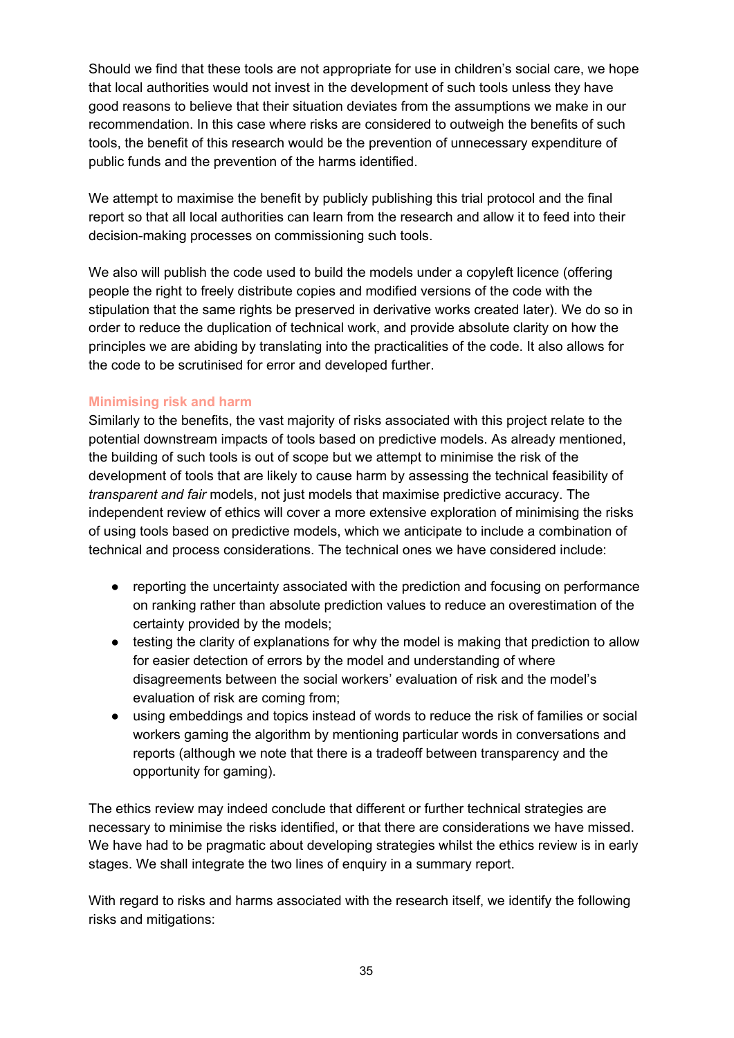Should we find that these tools are not appropriate for use in children's social care, we hope that local authorities would not invest in the development of such tools unless they have good reasons to believe that their situation deviates from the assumptions we make in our recommendation. In this case where risks are considered to outweigh the benefits of such tools, the benefit of this research would be the prevention of unnecessary expenditure of public funds and the prevention of the harms identified.

We attempt to maximise the benefit by publicly publishing this trial protocol and the final report so that all local authorities can learn from the research and allow it to feed into their decision-making processes on commissioning such tools.

We also will publish the code used to build the models under a copyleft licence (offering people the right to freely distribute copies and modified versions of the code with the stipulation that the same rights be preserved in derivative works created later). We do so in order to reduce the duplication of technical work, and provide absolute clarity on how the principles we are abiding by translating into the practicalities of the code. It also allows for the code to be scrutinised for error and developed further.

### Minimising risk and harm

Similarly to the benefits, the vast majority of risks associated with this project relate to the potential downstream impacts of tools based on predictive models. As already mentioned, the building of such tools is out of scope but we attempt to minimise the risk of the development of tools that are likely to cause harm by assessing the technical feasibility of *transparent and fair* models, not just models that maximise predictive accuracy. The independent review of ethics will cover a more extensive exploration of minimising the risks of using tools based on predictive models, which we anticipate to include a combination of technical and process considerations. The technical ones we have considered include:

- reporting the uncertainty associated with the prediction and focusing on performance on ranking rather than absolute prediction values to reduce an overestimation of the certainty provided by the models;
- testing the clarity of explanations for why the model is making that prediction to allow for easier detection of errors by the model and understanding of where disagreements between the social workers' evaluation of risk and the model's evaluation of risk are coming from;
- using embeddings and topics instead of words to reduce the risk of families or social workers gaming the algorithm by mentioning particular words in conversations and reports (although we note that there is a tradeoff between transparency and the opportunity for gaming).

The ethics review may indeed conclude that different or further technical strategies are necessary to minimise the risks identified, or that there are considerations we have missed. We have had to be pragmatic about developing strategies whilst the ethics review is in early stages. We shall integrate the two lines of enquiry in a summary report.

With regard to risks and harms associated with the research itself, we identify the following risks and mitigations: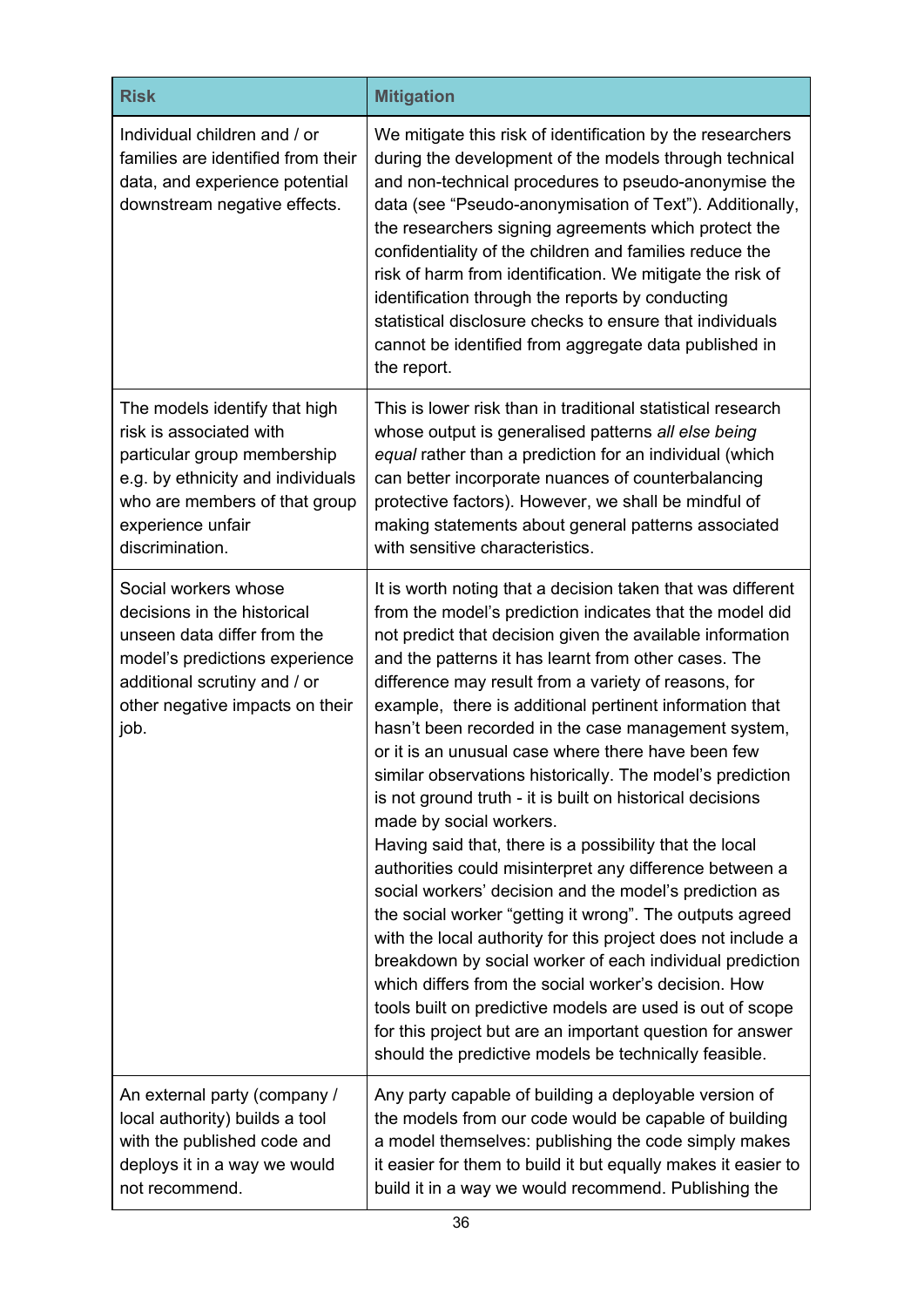| Risk | Mitigation |
|---|---|
| Individual children and / or families are identified from their data, and experience potential downstream negative effects. | We mitigate this risk of identification by the researchers during the development of the models through technical and non-technical procedures to pseudo-anonymise the data (see "Pseudo-anonymisation of Text"). Additionally, the researchers signing agreements which protect the confidentiality of the children and families reduce the risk of harm from identification. We mitigate the risk of identification through the reports by conducting statistical disclosure checks to ensure that individuals cannot be identified from aggregate data published in the report. |
| The models identify that high risk is associated with particular group membership e.g. by ethnicity and individuals who are members of that group experience unfair discrimination. | This is lower risk than in traditional statistical research whose output is generalised patterns *all else being equal* rather than a prediction for an individual (which can better incorporate nuances of counterbalancing protective factors). However, we shall be mindful of making statements about general patterns associated with sensitive characteristics. |
| Social workers whose decisions in the historical unseen data differ from the model's predictions experience additional scrutiny and / or other negative impacts on their job. | It is worth noting that a decision taken that was different from the model's prediction indicates that the model did not predict that decision given the available information and the patterns it has learnt from other cases. The difference may result from a variety of reasons, for example, there is additional pertinent information that hasn't been recorded in the case management system, or it is an unusual case where there have been few similar observations historically. The model's prediction is not ground truth - it is built on historical decisions made by social workers.<br>Having said that, there is a possibility that the local authorities could misinterpret any difference between a social workers' decision and the model's prediction as the social worker "getting it wrong". The outputs agreed with the local authority for this project does not include a breakdown by social worker of each individual prediction which differs from the social worker's decision. How tools built on predictive models are used is out of scope for this project but are an important question for answer should the predictive models be technically feasible. |
| An external party (company / local authority) builds a tool with the published code and deploys it in a way we would not recommend. | Any party capable of building a deployable version of the models from our code would be capable of building a model themselves: publishing the code simply makes it easier for them to build it but equally makes it easier to build it in a way we would recommend. Publishing the |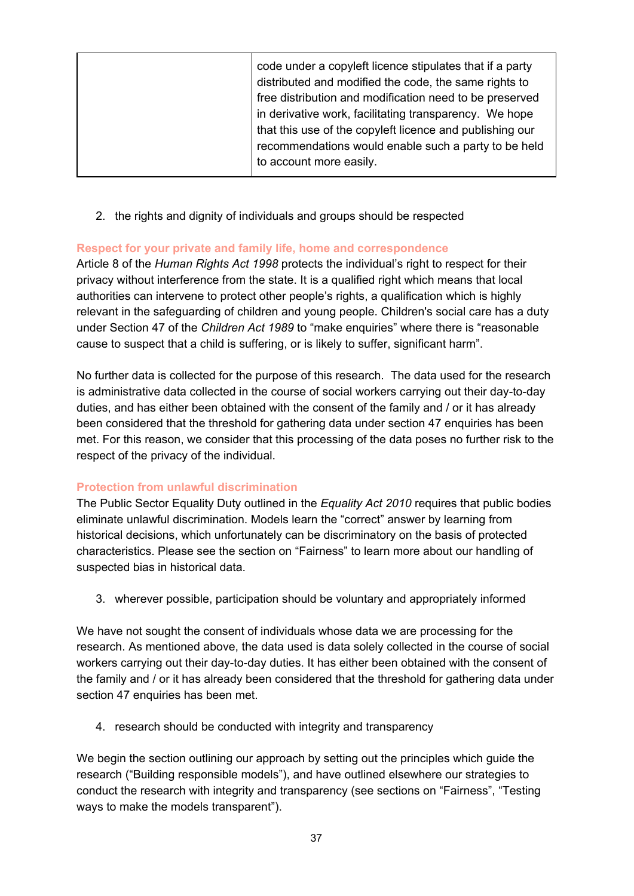| | |
|---|---|
| | code under a copyleft licence stipulates that if a party distributed and modified the code, the same rights to free distribution and modification need to be preserved in derivative work, facilitating transparency. We hope that this use of the copyleft licence and publishing our recommendations would enable such a party to be held to account more easily. |

2. the rights and dignity of individuals and groups should be respected

### Respect for your private and family life, home and correspondence

Article 8 of the *Human Rights Act 1998* protects the individual's right to respect for their privacy without interference from the state. It is a qualified right which means that local authorities can intervene to protect other people's rights, a qualification which is highly relevant in the safeguarding of children and young people. Children's social care has a duty under Section 47 of the *Children Act 1989* to "make enquiries" where there is "reasonable cause to suspect that a child is suffering, or is likely to suffer, significant harm".

No further data is collected for the purpose of this research. The data used for the research is administrative data collected in the course of social workers carrying out their day-to-day duties, and has either been obtained with the consent of the family and / or it has already been considered that the threshold for gathering data under section 47 enquiries has been met. For this reason, we consider that this processing of the data poses no further risk to the respect of the privacy of the individual.

### Protection from unlawful discrimination

The Public Sector Equality Duty outlined in the *Equality Act 2010* requires that public bodies eliminate unlawful discrimination. Models learn the "correct" answer by learning from historical decisions, which unfortunately can be discriminatory on the basis of protected characteristics. Please see the section on "Fairness" to learn more about our handling of suspected bias in historical data.

3. wherever possible, participation should be voluntary and appropriately informed

We have not sought the consent of individuals whose data we are processing for the research. As mentioned above, the data used is data solely collected in the course of social workers carrying out their day-to-day duties. It has either been obtained with the consent of the family and / or it has already been considered that the threshold for gathering data under section 47 enquiries has been met.

4. research should be conducted with integrity and transparency

We begin the section outlining our approach by setting out the principles which guide the research ("Building responsible models"), and have outlined elsewhere our strategies to conduct the research with integrity and transparency (see sections on "Fairness", "Testing ways to make the models transparent").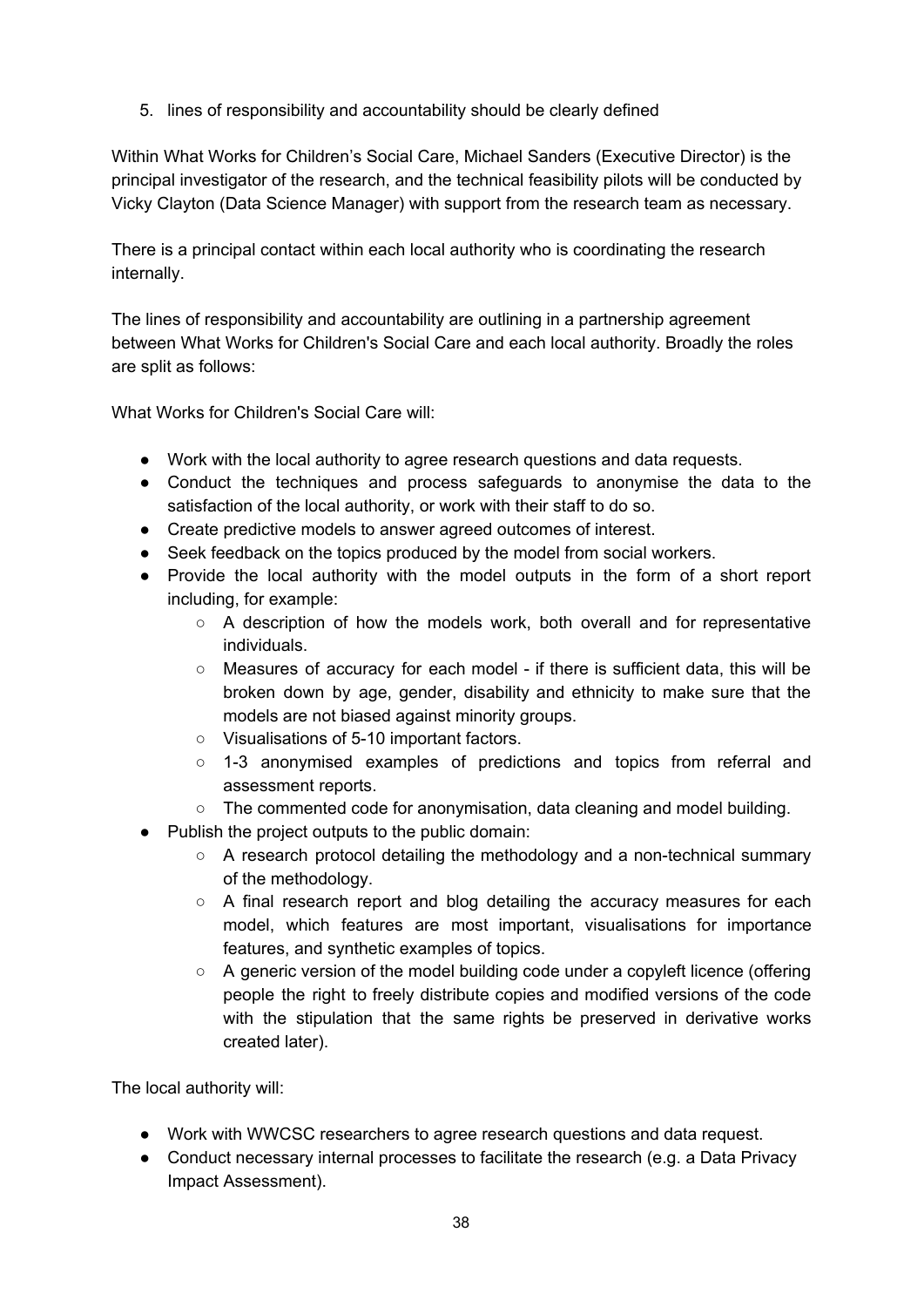5. lines of responsibility and accountability should be clearly defined

Within What Works for Children's Social Care, Michael Sanders (Executive Director) is the principal investigator of the research, and the technical feasibility pilots will be conducted by Vicky Clayton (Data Science Manager) with support from the research team as necessary.

There is a principal contact within each local authority who is coordinating the research internally.

The lines of responsibility and accountability are outlining in a partnership agreement between What Works for Children's Social Care and each local authority. Broadly the roles are split as follows:

What Works for Children's Social Care will:

- Work with the local authority to agree research questions and data requests.
- Conduct the techniques and process safeguards to anonymise the data to the satisfaction of the local authority, or work with their staff to do so.
- Create predictive models to answer agreed outcomes of interest.
- Seek feedback on the topics produced by the model from social workers.
- Provide the local authority with the model outputs in the form of a short report including, for example:
  - A description of how the models work, both overall and for representative individuals.
  - Measures of accuracy for each model - if there is sufficient data, this will be broken down by age, gender, disability and ethnicity to make sure that the models are not biased against minority groups.
  - Visualisations of 5-10 important factors.
  - 1-3 anonymised examples of predictions and topics from referral and assessment reports.
  - The commented code for anonymisation, data cleaning and model building.
- Publish the project outputs to the public domain:
  - A research protocol detailing the methodology and a non-technical summary of the methodology.
  - A final research report and blog detailing the accuracy measures for each model, which features are most important, visualisations for importance features, and synthetic examples of topics.
  - A generic version of the model building code under a copyleft licence (offering people the right to freely distribute copies and modified versions of the code with the stipulation that the same rights be preserved in derivative works created later).

The local authority will:

- Work with WWCSC researchers to agree research questions and data request.
- Conduct necessary internal processes to facilitate the research (e.g. a Data Privacy Impact Assessment).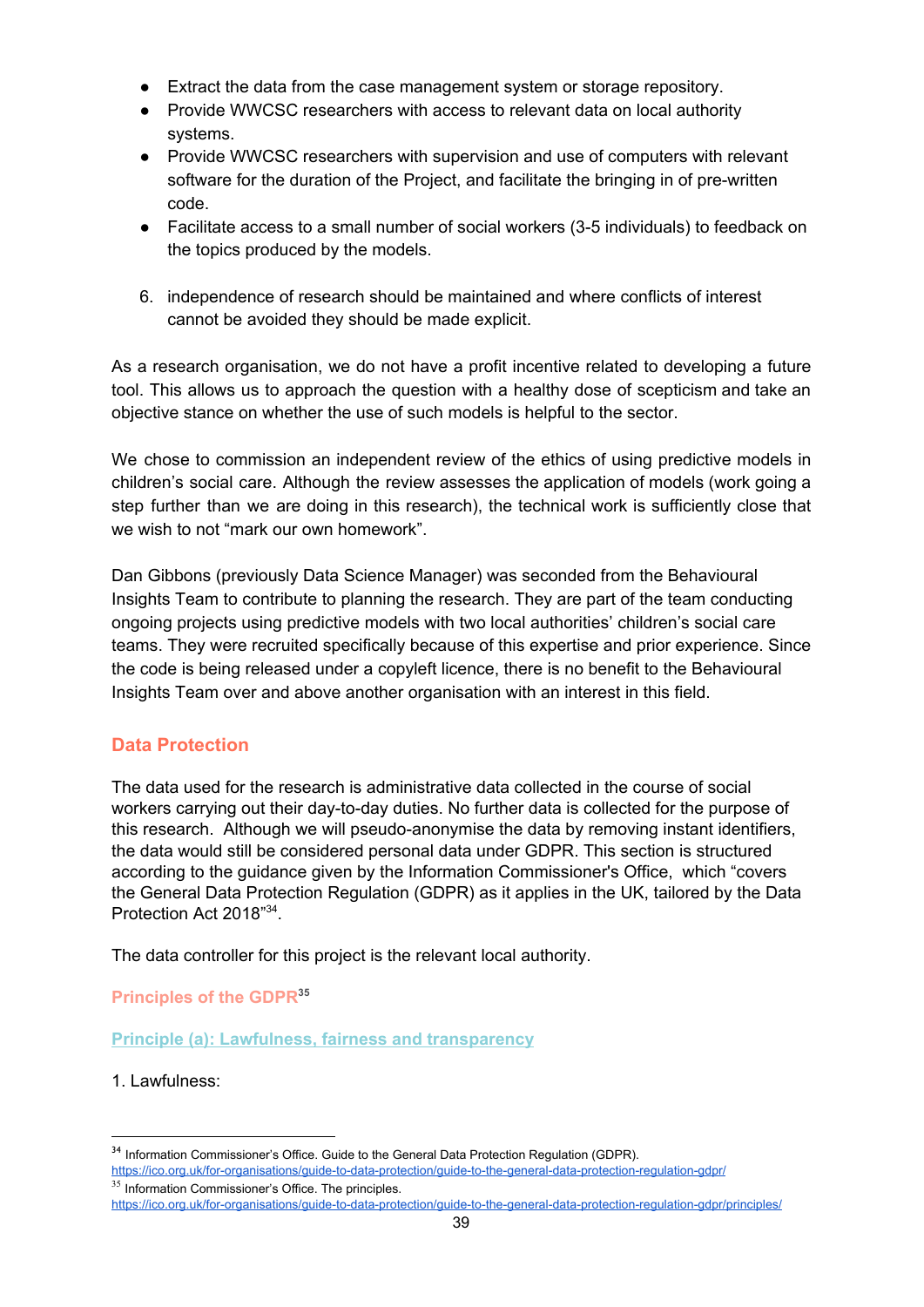- Extract the data from the case management system or storage repository.
- Provide WWCSC researchers with access to relevant data on local authority systems.
- Provide WWCSC researchers with supervision and use of computers with relevant software for the duration of the Project, and facilitate the bringing in of pre-written code.
- Facilitate access to a small number of social workers (3-5 individuals) to feedback on the topics produced by the models.

6. independence of research should be maintained and where conflicts of interest cannot be avoided they should be made explicit.

As a research organisation, we do not have a profit incentive related to developing a future tool. This allows us to approach the question with a healthy dose of scepticism and take an objective stance on whether the use of such models is helpful to the sector.

We chose to commission an independent review of the ethics of using predictive models in children's social care. Although the review assesses the application of models (work going a step further than we are doing in this research), the technical work is sufficiently close that we wish to not "mark our own homework".

Dan Gibbons (previously Data Science Manager) was seconded from the Behavioural Insights Team to contribute to planning the research. They are part of the team conducting ongoing projects using predictive models with two local authorities' children's social care teams. They were recruited specifically because of this expertise and prior experience. Since the code is being released under a copyleft licence, there is no benefit to the Behavioural Insights Team over and above another organisation with an interest in this field.

## Data Protection

The data used for the research is administrative data collected in the course of social workers carrying out their day-to-day duties. No further data is collected for the purpose of this research. Although we will pseudo-anonymise the data by removing instant identifiers, the data would still be considered personal data under GDPR. This section is structured according to the guidance given by the Information Commissioner's Office, which "covers the General Data Protection Regulation (GDPR) as it applies in the UK, tailored by the Data Protection Act 2018"[34].

The data controller for this project is the relevant local authority.

### Principles of the GDPR[35]

#### Principle (a): Lawfulness, fairness and transparency

1. Lawfulness:

[34] Information Commissioner's Office. Guide to the General Data Protection Regulation (GDPR). https://ico.org.uk/for-organisations/guide-to-data-protection/guide-to-the-general-data-protection-regulation-gdpr/

[35] Information Commissioner's Office. The principles. https://ico.org.uk/for-organisations/guide-to-data-protection/guide-to-the-general-data-protection-regulation-gdpr/principles/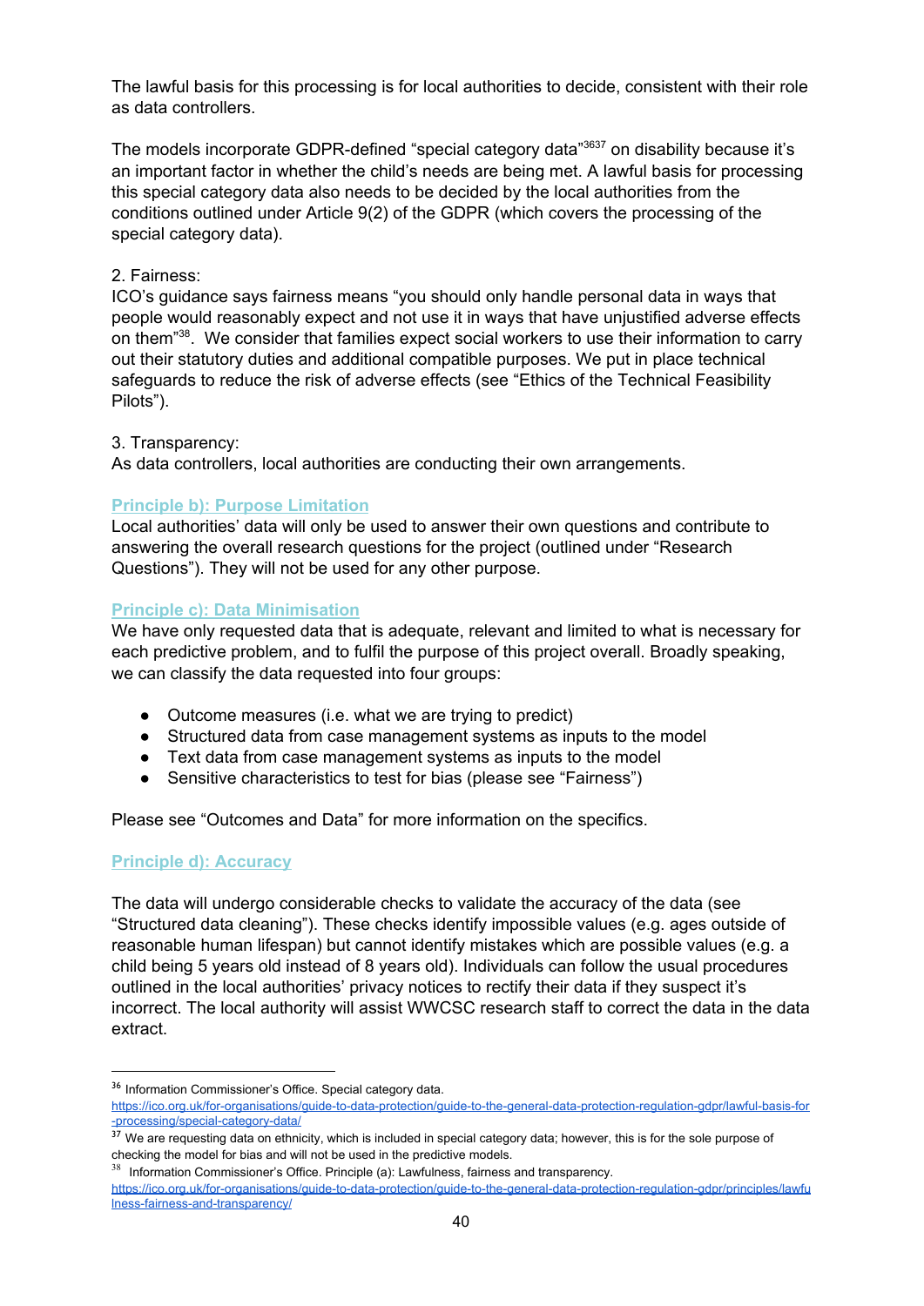The lawful basis for this processing is for local authorities to decide, consistent with their role as data controllers.

The models incorporate GDPR-defined “special category data”[36][37] on disability because it’s an important factor in whether the child’s needs are being met. A lawful basis for processing this special category data also needs to be decided by the local authorities from the conditions outlined under Article 9(2) of the GDPR (which covers the processing of the special category data).

2. Fairness:
ICO’s guidance says fairness means “you should only handle personal data in ways that people would reasonably expect and not use it in ways that have unjustified adverse effects on them”[38]. We consider that families expect social workers to use their information to carry out their statutory duties and additional compatible purposes. We put in place technical safeguards to reduce the risk of adverse effects (see “Ethics of the Technical Feasibility Pilots”).

3. Transparency:
As data controllers, local authorities are conducting their own arrangements.

#### Principle b): Purpose Limitation

Local authorities’ data will only be used to answer their own questions and contribute to answering the overall research questions for the project (outlined under “Research Questions”). They will not be used for any other purpose.

#### Principle c): Data Minimisation

We have only requested data that is adequate, relevant and limited to what is necessary for each predictive problem, and to fulfil the purpose of this project overall. Broadly speaking, we can classify the data requested into four groups:

- Outcome measures (i.e. what we are trying to predict)
- Structured data from case management systems as inputs to the model
- Text data from case management systems as inputs to the model
- Sensitive characteristics to test for bias (please see “Fairness”)

Please see “Outcomes and Data” for more information on the specifics.

#### Principle d): Accuracy

The data will undergo considerable checks to validate the accuracy of the data (see “Structured data cleaning”). These checks identify impossible values (e.g. ages outside of reasonable human lifespan) but cannot identify mistakes which are possible values (e.g. a child being 5 years old instead of 8 years old). Individuals can follow the usual procedures outlined in the local authorities’ privacy notices to rectify their data if they suspect it’s incorrect. The local authority will assist WWCSC research staff to correct the data in the data extract.

---

[36] Information Commissioner’s Office. Special category data. https://ico.org.uk/for-organisations/guide-to-data-protection/guide-to-the-general-data-protection-regulation-gdpr/lawful-basis-for-processing/special-category-data/

[37] We are requesting data on ethnicity, which is included in special category data; however, this is for the sole purpose of checking the model for bias and will not be used in the predictive models.

[38] Information Commissioner’s Office. Principle (a): Lawfulness, fairness and transparency. https://ico.org.uk/for-organisations/guide-to-data-protection/guide-to-the-general-data-protection-regulation-gdpr/principles/lawfulness-fairness-and-transparency/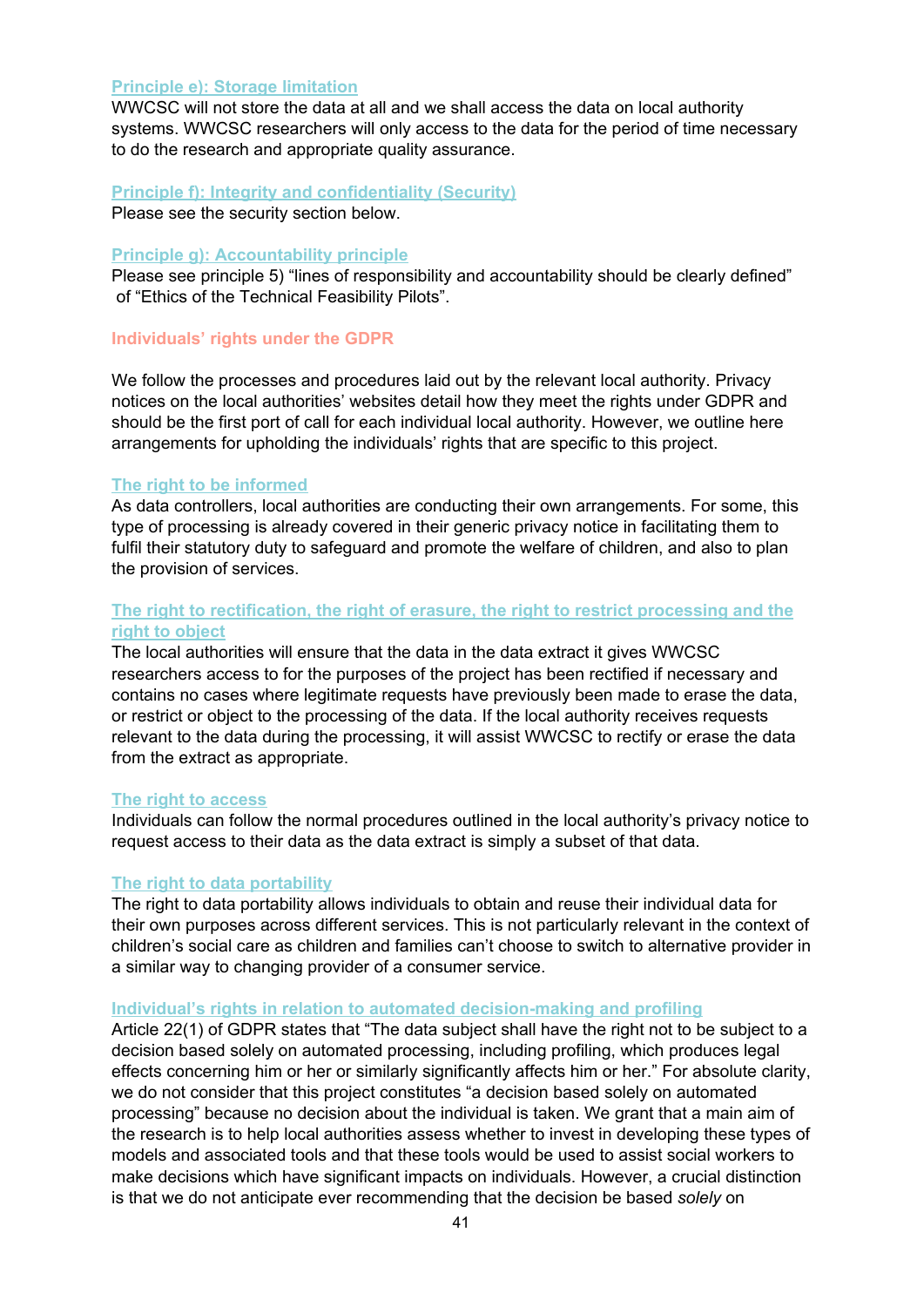#### Principle e): Storage limitation

WWCSC will not store the data at all and we shall access the data on local authority systems. WWCSC researchers will only access to the data for the period of time necessary to do the research and appropriate quality assurance.

#### Principle f): Integrity and confidentiality (Security)

Please see the security section below.

#### Principle g): Accountability principle

Please see principle 5) "lines of responsibility and accountability should be clearly defined" of "Ethics of the Technical Feasibility Pilots".

### Individuals' rights under the GDPR

We follow the processes and procedures laid out by the relevant local authority. Privacy notices on the local authorities' websites detail how they meet the rights under GDPR and should be the first port of call for each individual local authority. However, we outline here arrangements for upholding the individuals' rights that are specific to this project.

#### The right to be informed

As data controllers, local authorities are conducting their own arrangements. For some, this type of processing is already covered in their generic privacy notice in facilitating them to fulfil their statutory duty to safeguard and promote the welfare of children, and also to plan the provision of services.

#### The right to rectification, the right of erasure, the right to restrict processing and the right to object

The local authorities will ensure that the data in the data extract it gives WWCSC researchers access to for the purposes of the project has been rectified if necessary and contains no cases where legitimate requests have previously been made to erase the data, or restrict or object to the processing of the data. If the local authority receives requests relevant to the data during the processing, it will assist WWCSC to rectify or erase the data from the extract as appropriate.

#### The right to access

Individuals can follow the normal procedures outlined in the local authority's privacy notice to request access to their data as the data extract is simply a subset of that data.

#### The right to data portability

The right to data portability allows individuals to obtain and reuse their individual data for their own purposes across different services. This is not particularly relevant in the context of children's social care as children and families can't choose to switch to alternative provider in a similar way to changing provider of a consumer service.

#### Individual's rights in relation to automated decision-making and profiling

Article 22(1) of GDPR states that "The data subject shall have the right not to be subject to a decision based solely on automated processing, including profiling, which produces legal effects concerning him or her or similarly significantly affects him or her." For absolute clarity, we do not consider that this project constitutes "a decision based solely on automated processing" because no decision about the individual is taken. We grant that a main aim of the research is to help local authorities assess whether to invest in developing these types of models and associated tools and that these tools would be used to assist social workers to make decisions which have significant impacts on individuals. However, a crucial distinction is that we do not anticipate ever recommending that the decision be based *solely* on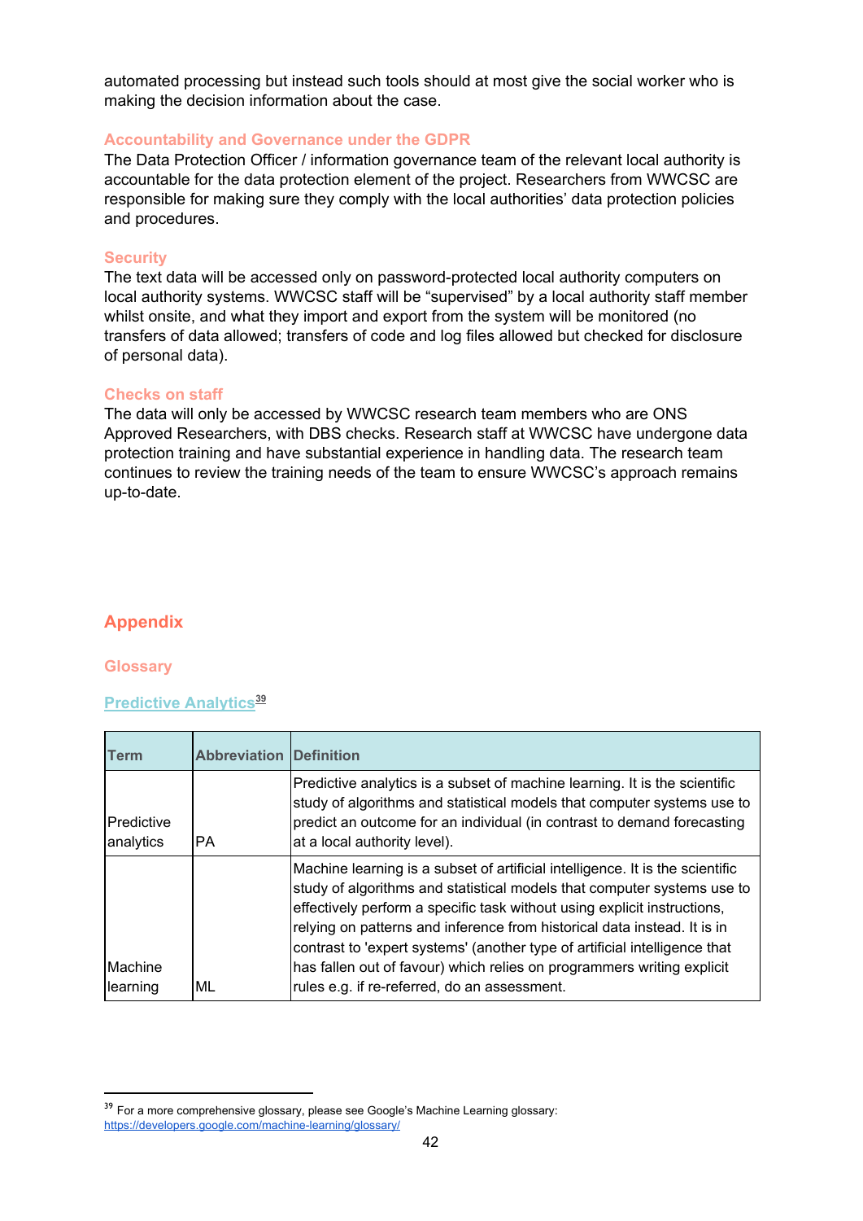automated processing but instead such tools should at most give the social worker who is making the decision information about the case.

### Accountability and Governance under the GDPR

The Data Protection Officer / information governance team of the relevant local authority is accountable for the data protection element of the project. Researchers from WWCSC are responsible for making sure they comply with the local authorities' data protection policies and procedures.

### Security

The text data will be accessed only on password-protected local authority computers on local authority systems. WWCSC staff will be "supervised" by a local authority staff member whilst onsite, and what they import and export from the system will be monitored (no transfers of data allowed; transfers of code and log files allowed but checked for disclosure of personal data).

### Checks on staff

The data will only be accessed by WWCSC research team members who are ONS Approved Researchers, with DBS checks. Research staff at WWCSC have undergone data protection training and have substantial experience in handling data. The research team continues to review the training needs of the team to ensure WWCSC's approach remains up-to-date.

# Appendix

## Glossary

### Predictive Analytics[39]

| Term | Abbreviation | Definition |
|---|---|---|
| Predictive analytics | PA | Predictive analytics is a subset of machine learning. It is the scientific study of algorithms and statistical models that computer systems use to predict an outcome for an individual (in contrast to demand forecasting at a local authority level). |
| Machine learning | ML | Machine learning is a subset of artificial intelligence. It is the scientific study of algorithms and statistical models that computer systems use to effectively perform a specific task without using explicit instructions, relying on patterns and inference from historical data instead. It is in contrast to 'expert systems' (another type of artificial intelligence that has fallen out of favour) which relies on programmers writing explicit rules e.g. if re-referred, do an assessment. |

[39] For a more comprehensive glossary, please see Google's Machine Learning glossary: https://developers.google.com/machine-learning/glossary/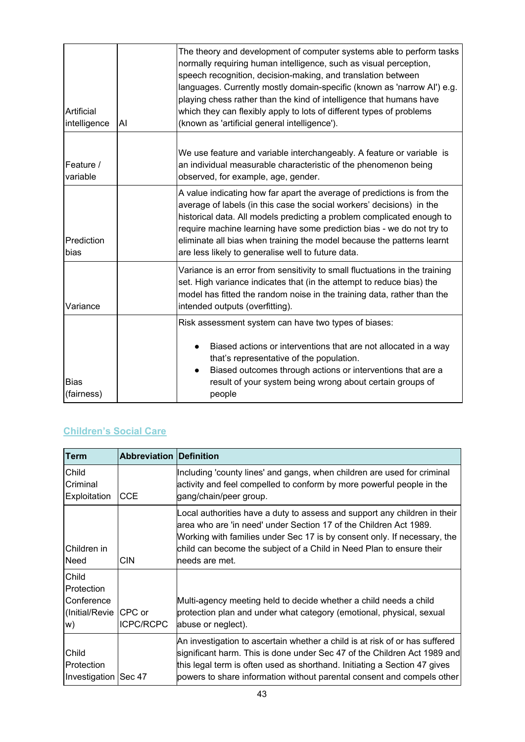| | | |
|---|---|---|
| Artificial intelligence | AI | The theory and development of computer systems able to perform tasks normally requiring human intelligence, such as visual perception, speech recognition, decision-making, and translation between languages. Currently mostly domain-specific (known as 'narrow AI') e.g. playing chess rather than the kind of intelligence that humans have which they can flexibly apply to lots of different types of problems (known as 'artificial general intelligence'). |
| Feature / variable | | We use feature and variable interchangeably. A feature or variable is an individual measurable characteristic of the phenomenon being observed, for example, age, gender. |
| Prediction bias | | A value indicating how far apart the average of predictions is from the average of labels (in this case the social workers' decisions) in the historical data. All models predicting a problem complicated enough to require machine learning have some prediction bias - we do not try to eliminate all bias when training the model because the patterns learnt are less likely to generalise well to future data. |
| Variance | | Variance is an error from sensitivity to small fluctuations in the training set. High variance indicates that (in the attempt to reduce bias) the model has fitted the random noise in the training data, rather than the intended outputs (overfitting). |
| Bias (fairness) | | Risk assessment system can have two types of biases:<br><br>• Biased actions or interventions that are not allocated in a way that's representative of the population.<br>• Biased outcomes through actions or interventions that are a result of your system being wrong about certain groups of people |

## Children's Social Care

| Term | Abbreviation | Definition |
|---|---|---|
| Child Criminal Exploitation | CCE | Including 'county lines' and gangs, when children are used for criminal activity and feel compelled to conform by more powerful people in the gang/chain/peer group. |
| Children in Need | CIN | Local authorities have a duty to assess and support any children in their area who are 'in need' under Section 17 of the Children Act 1989. Working with families under Sec 17 is by consent only. If necessary, the child can become the subject of a Child in Need Plan to ensure their needs are met. |
| Child Protection Conference (Initial/Review) | CPC or ICPC/RCPC | Multi-agency meeting held to decide whether a child needs a child protection plan and under what category (emotional, physical, sexual abuse or neglect). |
| Child Protection Investigation | Sec 47 | An investigation to ascertain whether a child is at risk of or has suffered significant harm. This is done under Sec 47 of the Children Act 1989 and this legal term is often used as shorthand. Initiating a Section 47 gives powers to share information without parental consent and compels other |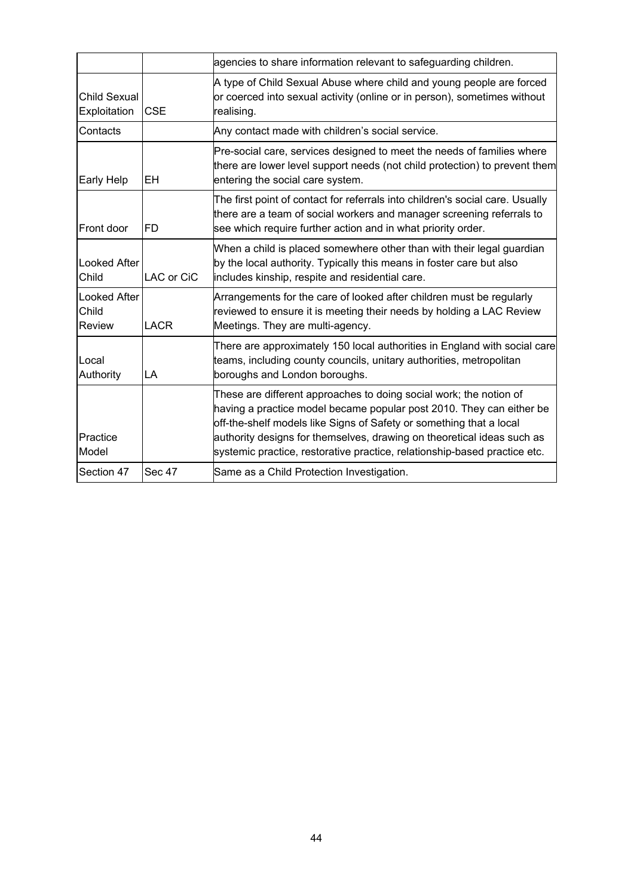| | | |
|---|---|---|
| | | agencies to share information relevant to safeguarding children. |
| Child Sexual Exploitation | CSE | A type of Child Sexual Abuse where child and young people are forced or coerced into sexual activity (online or in person), sometimes without realising. |
| Contacts | | Any contact made with children's social service. |
| Early Help | EH | Pre-social care, services designed to meet the needs of families where there are lower level support needs (not child protection) to prevent them entering the social care system. |
| Front door | FD | The first point of contact for referrals into children's social care. Usually there are a team of social workers and manager screening referrals to see which require further action and in what priority order. |
| Looked After Child | LAC or CiC | When a child is placed somewhere other than with their legal guardian by the local authority. Typically this means in foster care but also includes kinship, respite and residential care. |
| Looked After Child Review | LACR | Arrangements for the care of looked after children must be regularly reviewed to ensure it is meeting their needs by holding a LAC Review Meetings. They are multi-agency. |
| Local Authority | LA | There are approximately 150 local authorities in England with social care teams, including county councils, unitary authorities, metropolitan boroughs and London boroughs. |
| Practice Model | | These are different approaches to doing social work; the notion of having a practice model became popular post 2010. They can either be off-the-shelf models like Signs of Safety or something that a local authority designs for themselves, drawing on theoretical ideas such as systemic practice, restorative practice, relationship-based practice etc. |
| Section 47 | Sec 47 | Same as a Child Protection Investigation. |